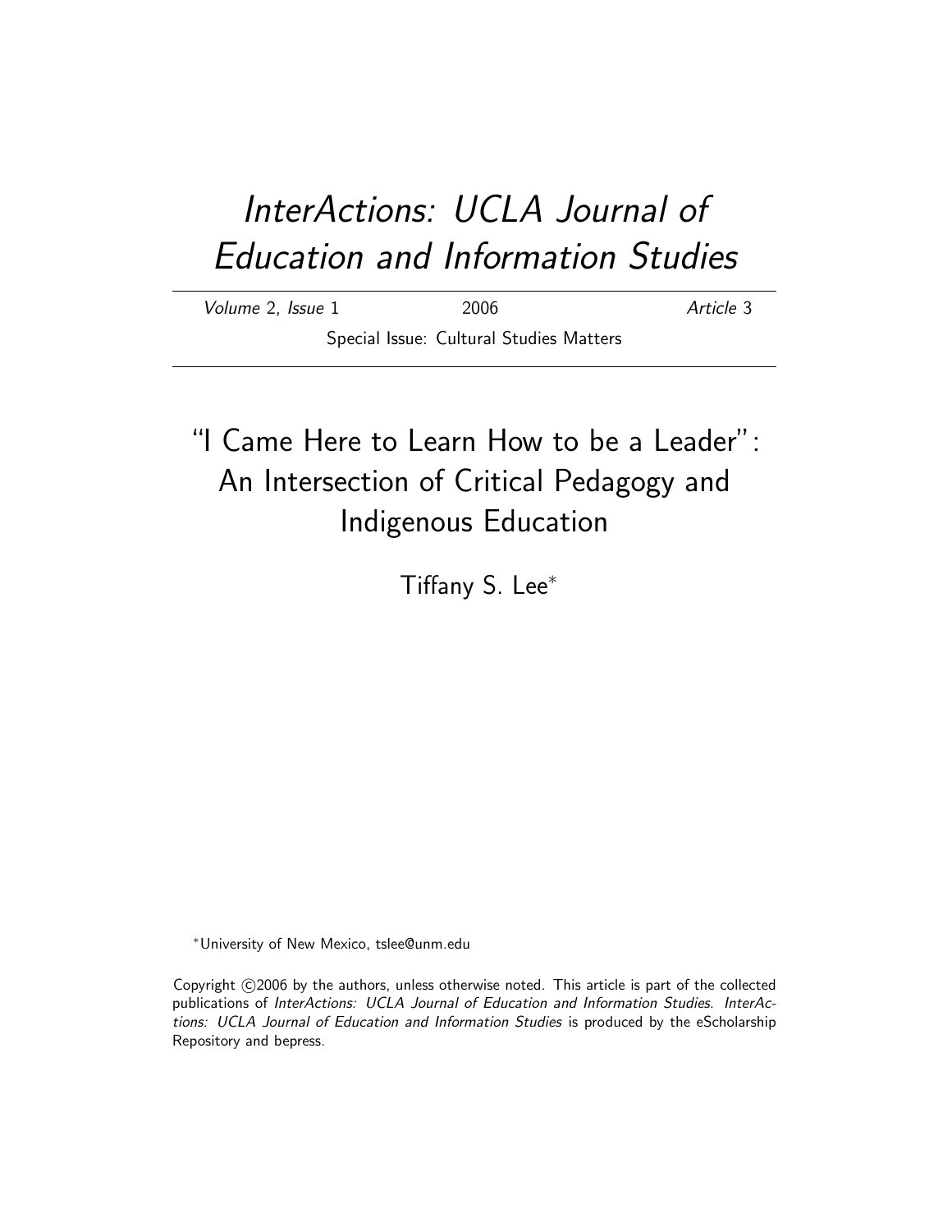# *InterActions: UCLA Journal of Education and Information Studies*

*Volume* 2, *Issue* 1 — 2006 — *Article* 3

Special Issue: Cultural Studies Matters

## "I Came Here to Learn How to be a Leader": An Intersection of Critical Pedagogy and Indigenous Education

Tiffany S. Lee*

*University of New Mexico, tslee@unm.edu

Copyright ©2006 by the authors, unless otherwise noted. This article is part of the collected publications of *InterActions: UCLA Journal of Education and Information Studies*. *InterActions: UCLA Journal of Education and Information Studies* is produced by the eScholarship Repository and bepress.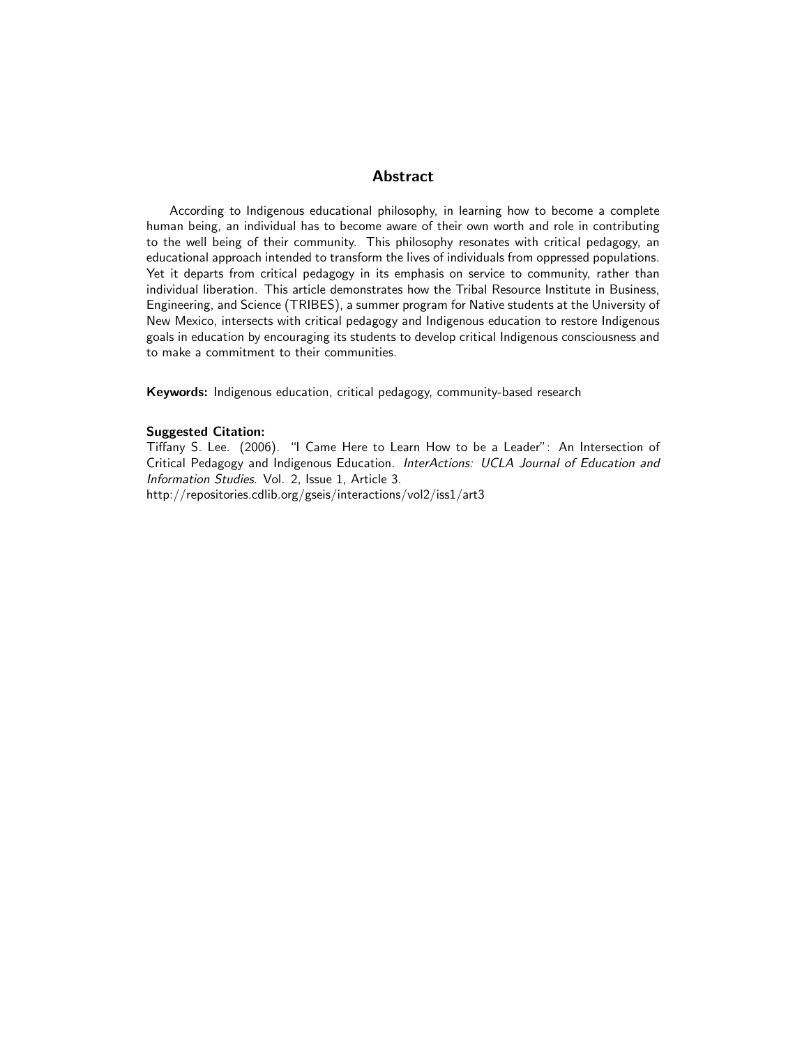## Abstract

According to Indigenous educational philosophy, in learning how to become a complete human being, an individual has to become aware of their own worth and role in contributing to the well being of their community. This philosophy resonates with critical pedagogy, an educational approach intended to transform the lives of individuals from oppressed populations. Yet it departs from critical pedagogy in its emphasis on service to community, rather than individual liberation. This article demonstrates how the Tribal Resource Institute in Business, Engineering, and Science (TRIBES), a summer program for Native students at the University of New Mexico, intersects with critical pedagogy and Indigenous education to restore Indigenous goals in education by encouraging its students to develop critical Indigenous consciousness and to make a commitment to their communities.

**Keywords:** Indigenous education, critical pedagogy, community-based research

**Suggested Citation:**
Tiffany S. Lee. (2006). "I Came Here to Learn How to be a Leader": An Intersection of Critical Pedagogy and Indigenous Education. *InterActions: UCLA Journal of Education and Information Studies*. Vol. 2, Issue 1, Article 3.
http://repositories.cdlib.org/gseis/interactions/vol2/iss1/art3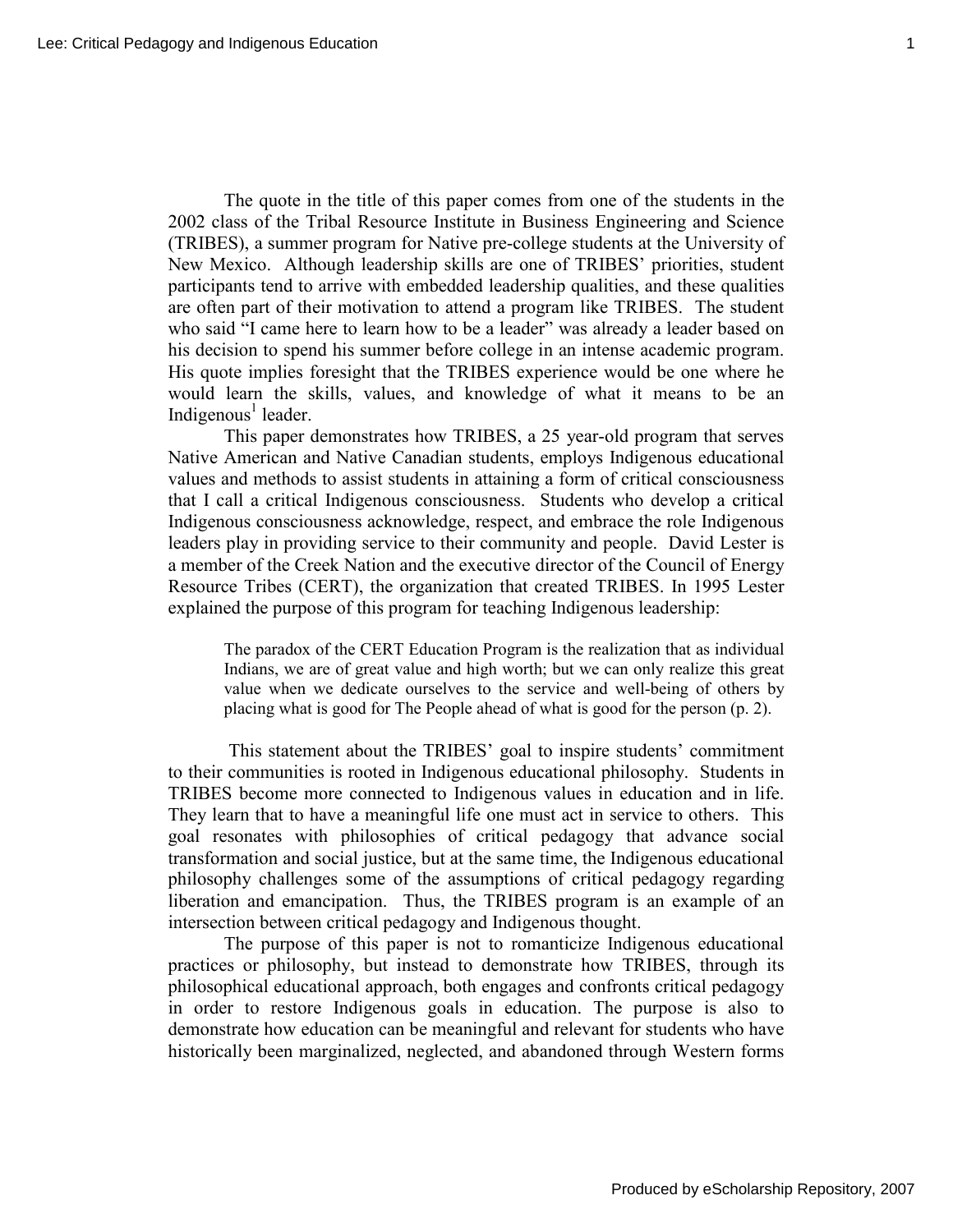The quote in the title of this paper comes from one of the students in the 2002 class of the Tribal Resource Institute in Business Engineering and Science (TRIBES), a summer program for Native pre-college students at the University of New Mexico. Although leadership skills are one of TRIBES' priorities, student participants tend to arrive with embedded leadership qualities, and these qualities are often part of their motivation to attend a program like TRIBES. The student who said "I came here to learn how to be a leader" was already a leader based on his decision to spend his summer before college in an intense academic program. His quote implies foresight that the TRIBES experience would be one where he would learn the skills, values, and knowledge of what it means to be an Indigenous[1] leader.

This paper demonstrates how TRIBES, a 25 year-old program that serves Native American and Native Canadian students, employs Indigenous educational values and methods to assist students in attaining a form of critical consciousness that I call a critical Indigenous consciousness. Students who develop a critical Indigenous consciousness acknowledge, respect, and embrace the role Indigenous leaders play in providing service to their community and people. David Lester is a member of the Creek Nation and the executive director of the Council of Energy Resource Tribes (CERT), the organization that created TRIBES. In 1995 Lester explained the purpose of this program for teaching Indigenous leadership:

> The paradox of the CERT Education Program is the realization that as individual Indians, we are of great value and high worth; but we can only realize this great value when we dedicate ourselves to the service and well-being of others by placing what is good for The People ahead of what is good for the person (p. 2).

This statement about the TRIBES' goal to inspire students' commitment to their communities is rooted in Indigenous educational philosophy. Students in TRIBES become more connected to Indigenous values in education and in life. They learn that to have a meaningful life one must act in service to others. This goal resonates with philosophies of critical pedagogy that advance social transformation and social justice, but at the same time, the Indigenous educational philosophy challenges some of the assumptions of critical pedagogy regarding liberation and emancipation. Thus, the TRIBES program is an example of an intersection between critical pedagogy and Indigenous thought.

The purpose of this paper is not to romanticize Indigenous educational practices or philosophy, but instead to demonstrate how TRIBES, through its philosophical educational approach, both engages and confronts critical pedagogy in order to restore Indigenous goals in education. The purpose is also to demonstrate how education can be meaningful and relevant for students who have historically been marginalized, neglected, and abandoned through Western forms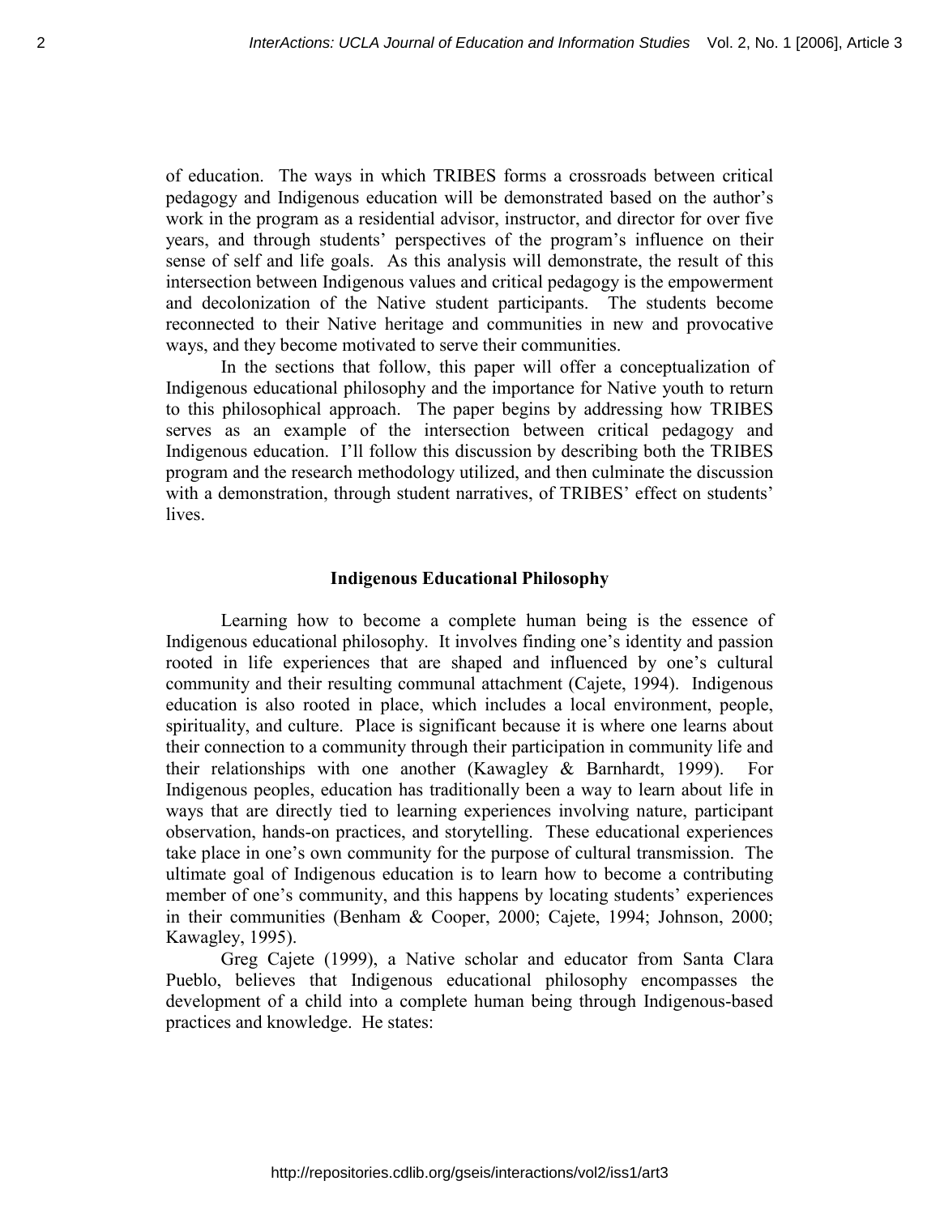of education. The ways in which TRIBES forms a crossroads between critical pedagogy and Indigenous education will be demonstrated based on the author's work in the program as a residential advisor, instructor, and director for over five years, and through students' perspectives of the program's influence on their sense of self and life goals. As this analysis will demonstrate, the result of this intersection between Indigenous values and critical pedagogy is the empowerment and decolonization of the Native student participants. The students become reconnected to their Native heritage and communities in new and provocative ways, and they become motivated to serve their communities.

In the sections that follow, this paper will offer a conceptualization of Indigenous educational philosophy and the importance for Native youth to return to this philosophical approach. The paper begins by addressing how TRIBES serves as an example of the intersection between critical pedagogy and Indigenous education. I'll follow this discussion by describing both the TRIBES program and the research methodology utilized, and then culminate the discussion with a demonstration, through student narratives, of TRIBES' effect on students' lives.

## Indigenous Educational Philosophy

Learning how to become a complete human being is the essence of Indigenous educational philosophy. It involves finding one's identity and passion rooted in life experiences that are shaped and influenced by one's cultural community and their resulting communal attachment (Cajete, 1994). Indigenous education is also rooted in place, which includes a local environment, people, spirituality, and culture. Place is significant because it is where one learns about their connection to a community through their participation in community life and their relationships with one another (Kawagley & Barnhardt, 1999). For Indigenous peoples, education has traditionally been a way to learn about life in ways that are directly tied to learning experiences involving nature, participant observation, hands-on practices, and storytelling. These educational experiences take place in one's own community for the purpose of cultural transmission. The ultimate goal of Indigenous education is to learn how to become a contributing member of one's community, and this happens by locating students' experiences in their communities (Benham & Cooper, 2000; Cajete, 1994; Johnson, 2000; Kawagley, 1995).

Greg Cajete (1999), a Native scholar and educator from Santa Clara Pueblo, believes that Indigenous educational philosophy encompasses the development of a child into a complete human being through Indigenous-based practices and knowledge. He states: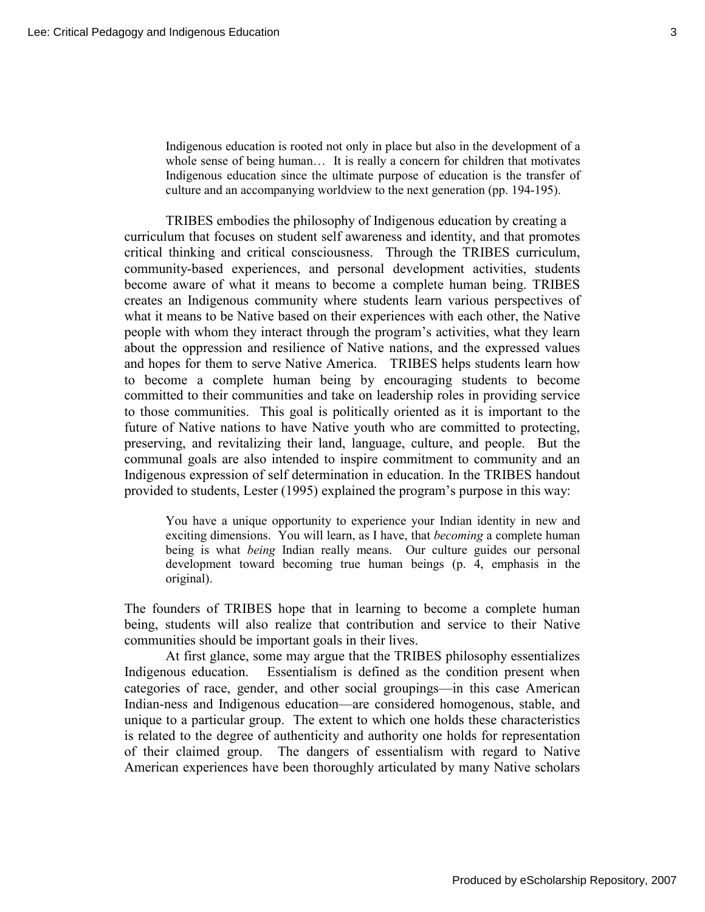> Indigenous education is rooted not only in place but also in the development of a whole sense of being human… It is really a concern for children that motivates Indigenous education since the ultimate purpose of education is the transfer of culture and an accompanying worldview to the next generation (pp. 194-195).

TRIBES embodies the philosophy of Indigenous education by creating a curriculum that focuses on student self awareness and identity, and that promotes critical thinking and critical consciousness. Through the TRIBES curriculum, community-based experiences, and personal development activities, students become aware of what it means to become a complete human being. TRIBES creates an Indigenous community where students learn various perspectives of what it means to be Native based on their experiences with each other, the Native people with whom they interact through the program's activities, what they learn about the oppression and resilience of Native nations, and the expressed values and hopes for them to serve Native America. TRIBES helps students learn how to become a complete human being by encouraging students to become committed to their communities and take on leadership roles in providing service to those communities. This goal is politically oriented as it is important to the future of Native nations to have Native youth who are committed to protecting, preserving, and revitalizing their land, language, culture, and people. But the communal goals are also intended to inspire commitment to community and an Indigenous expression of self determination in education. In the TRIBES handout provided to students, Lester (1995) explained the program's purpose in this way:

> You have a unique opportunity to experience your Indian identity in new and exciting dimensions. You will learn, as I have, that *becoming* a complete human being is what *being* Indian really means. Our culture guides our personal development toward becoming true human beings (p. 4, emphasis in the original).

The founders of TRIBES hope that in learning to become a complete human being, students will also realize that contribution and service to their Native communities should be important goals in their lives.

At first glance, some may argue that the TRIBES philosophy essentializes Indigenous education. Essentialism is defined as the condition present when categories of race, gender, and other social groupings—in this case American Indian-ness and Indigenous education—are considered homogenous, stable, and unique to a particular group. The extent to which one holds these characteristics is related to the degree of authenticity and authority one holds for representation of their claimed group. The dangers of essentialism with regard to Native American experiences have been thoroughly articulated by many Native scholars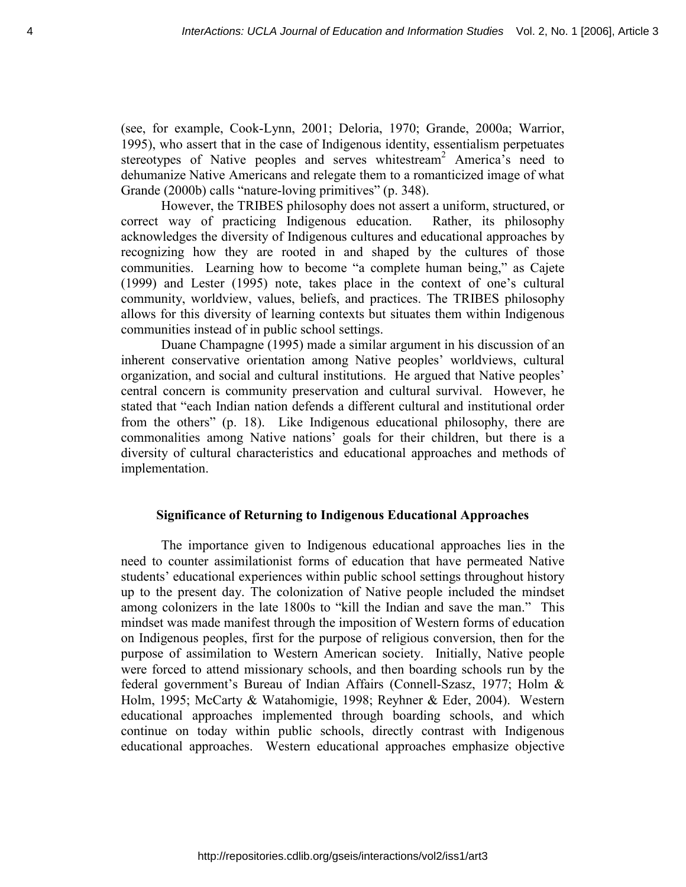(see, for example, Cook-Lynn, 2001; Deloria, 1970; Grande, 2000a; Warrior, 1995), who assert that in the case of Indigenous identity, essentialism perpetuates stereotypes of Native peoples and serves whitestream[2] America's need to dehumanize Native Americans and relegate them to a romanticized image of what Grande (2000b) calls "nature-loving primitives" (p. 348).

However, the TRIBES philosophy does not assert a uniform, structured, or correct way of practicing Indigenous education. Rather, its philosophy acknowledges the diversity of Indigenous cultures and educational approaches by recognizing how they are rooted in and shaped by the cultures of those communities. Learning how to become "a complete human being," as Cajete (1999) and Lester (1995) note, takes place in the context of one's cultural community, worldview, values, beliefs, and practices. The TRIBES philosophy allows for this diversity of learning contexts but situates them within Indigenous communities instead of in public school settings.

Duane Champagne (1995) made a similar argument in his discussion of an inherent conservative orientation among Native peoples' worldviews, cultural organization, and social and cultural institutions. He argued that Native peoples' central concern is community preservation and cultural survival. However, he stated that "each Indian nation defends a different cultural and institutional order from the others" (p. 18). Like Indigenous educational philosophy, there are commonalities among Native nations' goals for their children, but there is a diversity of cultural characteristics and educational approaches and methods of implementation.

### Significance of Returning to Indigenous Educational Approaches

The importance given to Indigenous educational approaches lies in the need to counter assimilationist forms of education that have permeated Native students' educational experiences within public school settings throughout history up to the present day. The colonization of Native people included the mindset among colonizers in the late 1800s to "kill the Indian and save the man." This mindset was made manifest through the imposition of Western forms of education on Indigenous peoples, first for the purpose of religious conversion, then for the purpose of assimilation to Western American society. Initially, Native people were forced to attend missionary schools, and then boarding schools run by the federal government's Bureau of Indian Affairs (Connell-Szasz, 1977; Holm & Holm, 1995; McCarty & Watahomigie, 1998; Reyhner & Eder, 2004). Western educational approaches implemented through boarding schools, and which continue on today within public schools, directly contrast with Indigenous educational approaches. Western educational approaches emphasize objective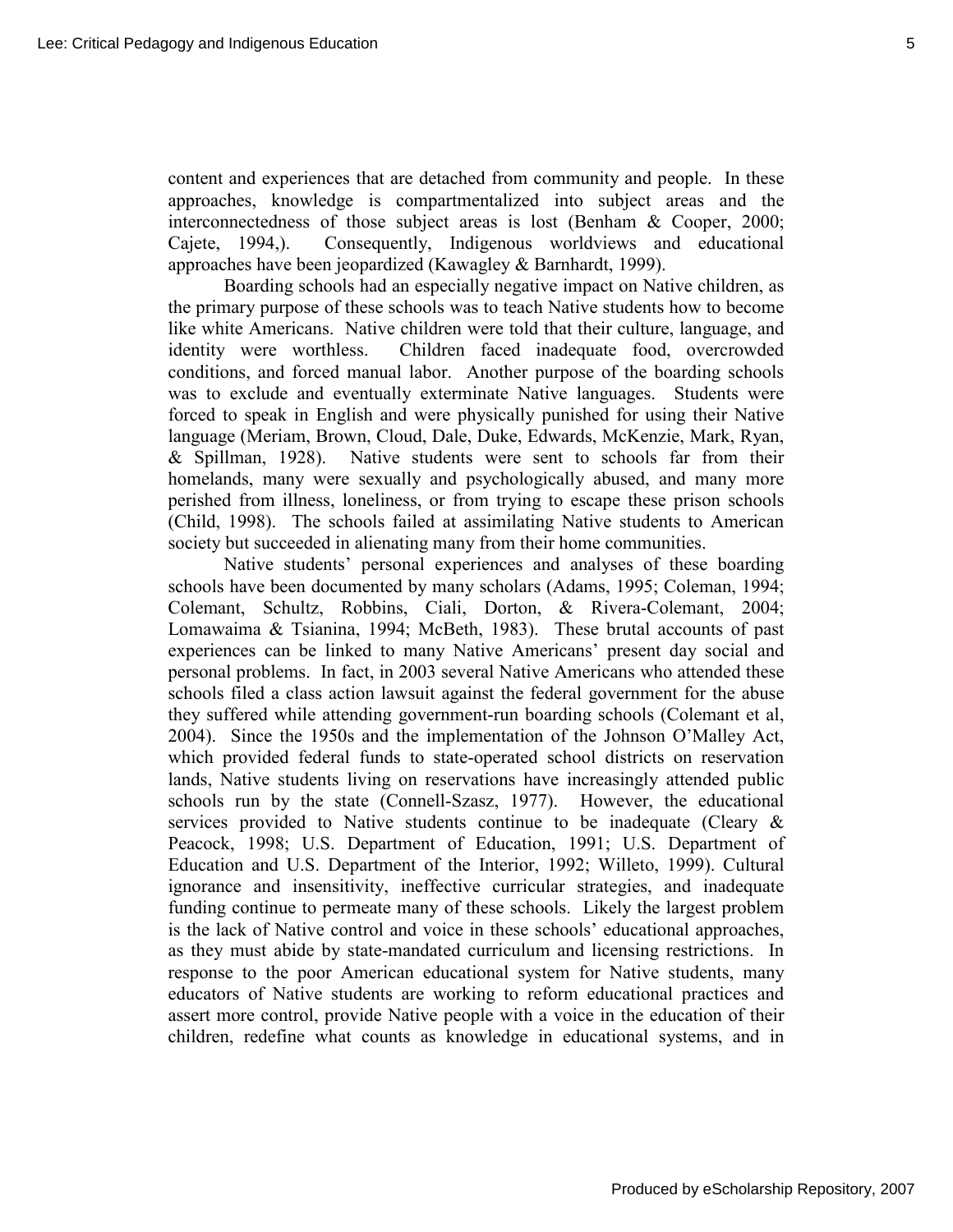content and experiences that are detached from community and people. In these approaches, knowledge is compartmentalized into subject areas and the interconnectedness of those subject areas is lost (Benham & Cooper, 2000; Cajete, 1994,). Consequently, Indigenous worldviews and educational approaches have been jeopardized (Kawagley & Barnhardt, 1999).

Boarding schools had an especially negative impact on Native children, as the primary purpose of these schools was to teach Native students how to become like white Americans. Native children were told that their culture, language, and identity were worthless. Children faced inadequate food, overcrowded conditions, and forced manual labor. Another purpose of the boarding schools was to exclude and eventually exterminate Native languages. Students were forced to speak in English and were physically punished for using their Native language (Meriam, Brown, Cloud, Dale, Duke, Edwards, McKenzie, Mark, Ryan, & Spillman, 1928). Native students were sent to schools far from their homelands, many were sexually and psychologically abused, and many more perished from illness, loneliness, or from trying to escape these prison schools (Child, 1998). The schools failed at assimilating Native students to American society but succeeded in alienating many from their home communities.

Native students' personal experiences and analyses of these boarding schools have been documented by many scholars (Adams, 1995; Coleman, 1994; Colemant, Schultz, Robbins, Ciali, Dorton, & Rivera-Colemant, 2004; Lomawaima & Tsianina, 1994; McBeth, 1983). These brutal accounts of past experiences can be linked to many Native Americans' present day social and personal problems. In fact, in 2003 several Native Americans who attended these schools filed a class action lawsuit against the federal government for the abuse they suffered while attending government-run boarding schools (Colemant et al, 2004). Since the 1950s and the implementation of the Johnson O'Malley Act, which provided federal funds to state-operated school districts on reservation lands, Native students living on reservations have increasingly attended public schools run by the state (Connell-Szasz, 1977). However, the educational services provided to Native students continue to be inadequate (Cleary & Peacock, 1998; U.S. Department of Education, 1991; U.S. Department of Education and U.S. Department of the Interior, 1992; Willeto, 1999). Cultural ignorance and insensitivity, ineffective curricular strategies, and inadequate funding continue to permeate many of these schools. Likely the largest problem is the lack of Native control and voice in these schools' educational approaches, as they must abide by state-mandated curriculum and licensing restrictions. In response to the poor American educational system for Native students, many educators of Native students are working to reform educational practices and assert more control, provide Native people with a voice in the education of their children, redefine what counts as knowledge in educational systems, and in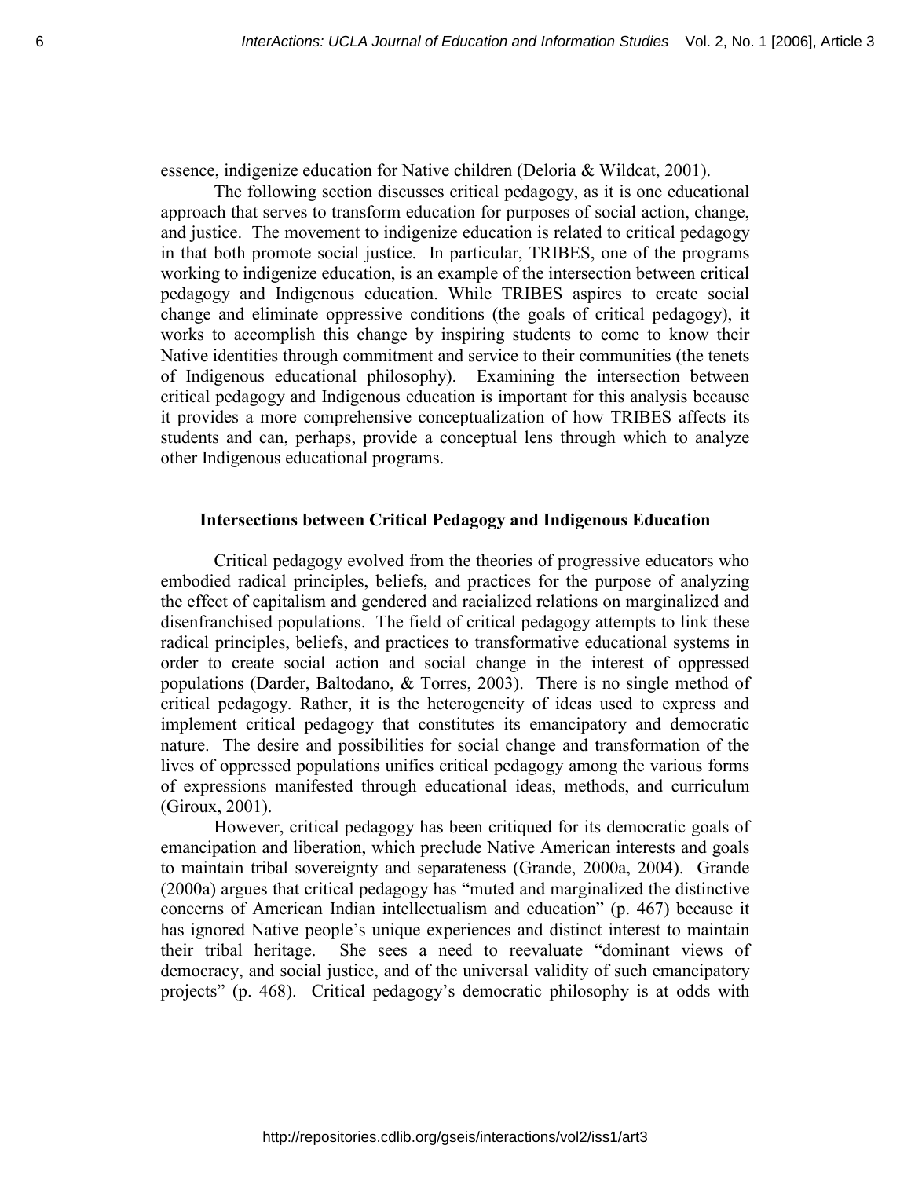essence, indigenize education for Native children (Deloria & Wildcat, 2001).

The following section discusses critical pedagogy, as it is one educational approach that serves to transform education for purposes of social action, change, and justice. The movement to indigenize education is related to critical pedagogy in that both promote social justice. In particular, TRIBES, one of the programs working to indigenize education, is an example of the intersection between critical pedagogy and Indigenous education. While TRIBES aspires to create social change and eliminate oppressive conditions (the goals of critical pedagogy), it works to accomplish this change by inspiring students to come to know their Native identities through commitment and service to their communities (the tenets of Indigenous educational philosophy). Examining the intersection between critical pedagogy and Indigenous education is important for this analysis because it provides a more comprehensive conceptualization of how TRIBES affects its students and can, perhaps, provide a conceptual lens through which to analyze other Indigenous educational programs.

### Intersections between Critical Pedagogy and Indigenous Education

Critical pedagogy evolved from the theories of progressive educators who embodied radical principles, beliefs, and practices for the purpose of analyzing the effect of capitalism and gendered and racialized relations on marginalized and disenfranchised populations. The field of critical pedagogy attempts to link these radical principles, beliefs, and practices to transformative educational systems in order to create social action and social change in the interest of oppressed populations (Darder, Baltodano, & Torres, 2003). There is no single method of critical pedagogy. Rather, it is the heterogeneity of ideas used to express and implement critical pedagogy that constitutes its emancipatory and democratic nature. The desire and possibilities for social change and transformation of the lives of oppressed populations unifies critical pedagogy among the various forms of expressions manifested through educational ideas, methods, and curriculum (Giroux, 2001).

However, critical pedagogy has been critiqued for its democratic goals of emancipation and liberation, which preclude Native American interests and goals to maintain tribal sovereignty and separateness (Grande, 2000a, 2004). Grande (2000a) argues that critical pedagogy has "muted and marginalized the distinctive concerns of American Indian intellectualism and education" (p. 467) because it has ignored Native people's unique experiences and distinct interest to maintain their tribal heritage. She sees a need to reevaluate "dominant views of democracy, and social justice, and of the universal validity of such emancipatory projects" (p. 468). Critical pedagogy's democratic philosophy is at odds with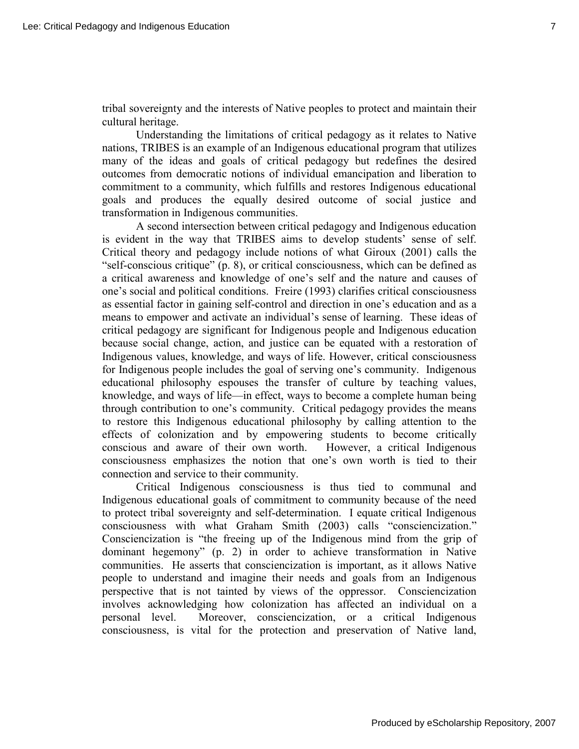tribal sovereignty and the interests of Native peoples to protect and maintain their cultural heritage.

Understanding the limitations of critical pedagogy as it relates to Native nations, TRIBES is an example of an Indigenous educational program that utilizes many of the ideas and goals of critical pedagogy but redefines the desired outcomes from democratic notions of individual emancipation and liberation to commitment to a community, which fulfills and restores Indigenous educational goals and produces the equally desired outcome of social justice and transformation in Indigenous communities.

A second intersection between critical pedagogy and Indigenous education is evident in the way that TRIBES aims to develop students' sense of self. Critical theory and pedagogy include notions of what Giroux (2001) calls the "self-conscious critique" (p. 8), or critical consciousness, which can be defined as a critical awareness and knowledge of one's self and the nature and causes of one's social and political conditions. Freire (1993) clarifies critical consciousness as essential factor in gaining self-control and direction in one's education and as a means to empower and activate an individual's sense of learning. These ideas of critical pedagogy are significant for Indigenous people and Indigenous education because social change, action, and justice can be equated with a restoration of Indigenous values, knowledge, and ways of life. However, critical consciousness for Indigenous people includes the goal of serving one's community. Indigenous educational philosophy espouses the transfer of culture by teaching values, knowledge, and ways of life—in effect, ways to become a complete human being through contribution to one's community. Critical pedagogy provides the means to restore this Indigenous educational philosophy by calling attention to the effects of colonization and by empowering students to become critically conscious and aware of their own worth. However, a critical Indigenous consciousness emphasizes the notion that one's own worth is tied to their connection and service to their community.

Critical Indigenous consciousness is thus tied to communal and Indigenous educational goals of commitment to community because of the need to protect tribal sovereignty and self-determination. I equate critical Indigenous consciousness with what Graham Smith (2003) calls "consciencization." Conscienciation is "the freeing up of the Indigenous mind from the grip of dominant hegemony" (p. 2) in order to achieve transformation in Native communities. He asserts that conscienciation is important, as it allows Native people to understand and imagine their needs and goals from an Indigenous perspective that is not tainted by views of the oppressor. Conscienciation involves acknowledging how colonization has affected an individual on a personal level. Moreover, conscienciation, or a critical Indigenous consciousness, is vital for the protection and preservation of Native land,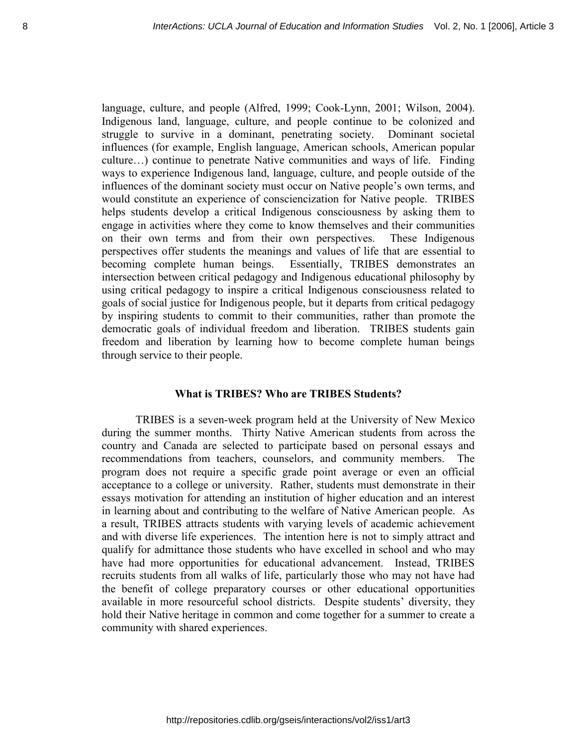language, culture, and people (Alfred, 1999; Cook-Lynn, 2001; Wilson, 2004). Indigenous land, language, culture, and people continue to be colonized and struggle to survive in a dominant, penetrating society. Dominant societal influences (for example, English language, American schools, American popular culture…) continue to penetrate Native communities and ways of life. Finding ways to experience Indigenous land, language, culture, and people outside of the influences of the dominant society must occur on Native people's own terms, and would constitute an experience of conscienczation for Native people. TRIBES helps students develop a critical Indigenous consciousness by asking them to engage in activities where they come to know themselves and their communities on their own terms and from their own perspectives. These Indigenous perspectives offer students the meanings and values of life that are essential to becoming complete human beings. Essentially, TRIBES demonstrates an intersection between critical pedagogy and Indigenous educational philosophy by using critical pedagogy to inspire a critical Indigenous consciousness related to goals of social justice for Indigenous people, but it departs from critical pedagogy by inspiring students to commit to their communities, rather than promote the democratic goals of individual freedom and liberation. TRIBES students gain freedom and liberation by learning how to become complete human beings through service to their people.

## What is TRIBES? Who are TRIBES Students?

TRIBES is a seven-week program held at the University of New Mexico during the summer months. Thirty Native American students from across the country and Canada are selected to participate based on personal essays and recommendations from teachers, counselors, and community members. The program does not require a specific grade point average or even an official acceptance to a college or university. Rather, students must demonstrate in their essays motivation for attending an institution of higher education and an interest in learning about and contributing to the welfare of Native American people. As a result, TRIBES attracts students with varying levels of academic achievement and with diverse life experiences. The intention here is not to simply attract and qualify for admittance those students who have excelled in school and who may have had more opportunities for educational advancement. Instead, TRIBES recruits students from all walks of life, particularly those who may not have had the benefit of college preparatory courses or other educational opportunities available in more resourceful school districts. Despite students' diversity, they hold their Native heritage in common and come together for a summer to create a community with shared experiences.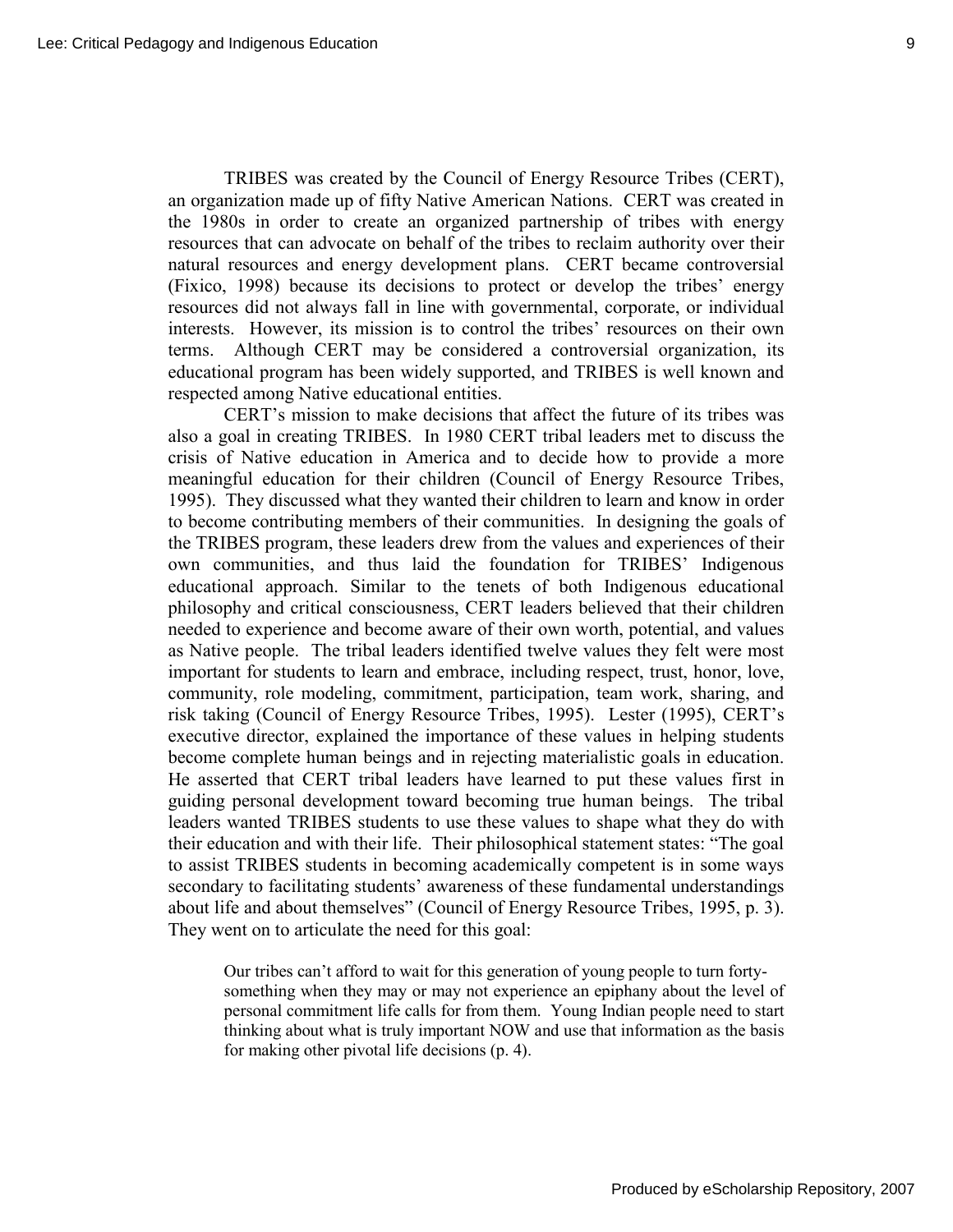TRIBES was created by the Council of Energy Resource Tribes (CERT), an organization made up of fifty Native American Nations. CERT was created in the 1980s in order to create an organized partnership of tribes with energy resources that can advocate on behalf of the tribes to reclaim authority over their natural resources and energy development plans. CERT became controversial (Fixico, 1998) because its decisions to protect or develop the tribes' energy resources did not always fall in line with governmental, corporate, or individual interests. However, its mission is to control the tribes' resources on their own terms. Although CERT may be considered a controversial organization, its educational program has been widely supported, and TRIBES is well known and respected among Native educational entities.

CERT's mission to make decisions that affect the future of its tribes was also a goal in creating TRIBES. In 1980 CERT tribal leaders met to discuss the crisis of Native education in America and to decide how to provide a more meaningful education for their children (Council of Energy Resource Tribes, 1995). They discussed what they wanted their children to learn and know in order to become contributing members of their communities. In designing the goals of the TRIBES program, these leaders drew from the values and experiences of their own communities, and thus laid the foundation for TRIBES' Indigenous educational approach. Similar to the tenets of both Indigenous educational philosophy and critical consciousness, CERT leaders believed that their children needed to experience and become aware of their own worth, potential, and values as Native people. The tribal leaders identified twelve values they felt were most important for students to learn and embrace, including respect, trust, honor, love, community, role modeling, commitment, participation, team work, sharing, and risk taking (Council of Energy Resource Tribes, 1995). Lester (1995), CERT's executive director, explained the importance of these values in helping students become complete human beings and in rejecting materialistic goals in education. He asserted that CERT tribal leaders have learned to put these values first in guiding personal development toward becoming true human beings. The tribal leaders wanted TRIBES students to use these values to shape what they do with their education and with their life. Their philosophical statement states: "The goal to assist TRIBES students in becoming academically competent is in some ways secondary to facilitating students' awareness of these fundamental understandings about life and about themselves" (Council of Energy Resource Tribes, 1995, p. 3). They went on to articulate the need for this goal:

> Our tribes can't afford to wait for this generation of young people to turn forty-something when they may or may not experience an epiphany about the level of personal commitment life calls for from them. Young Indian people need to start thinking about what is truly important NOW and use that information as the basis for making other pivotal life decisions (p. 4).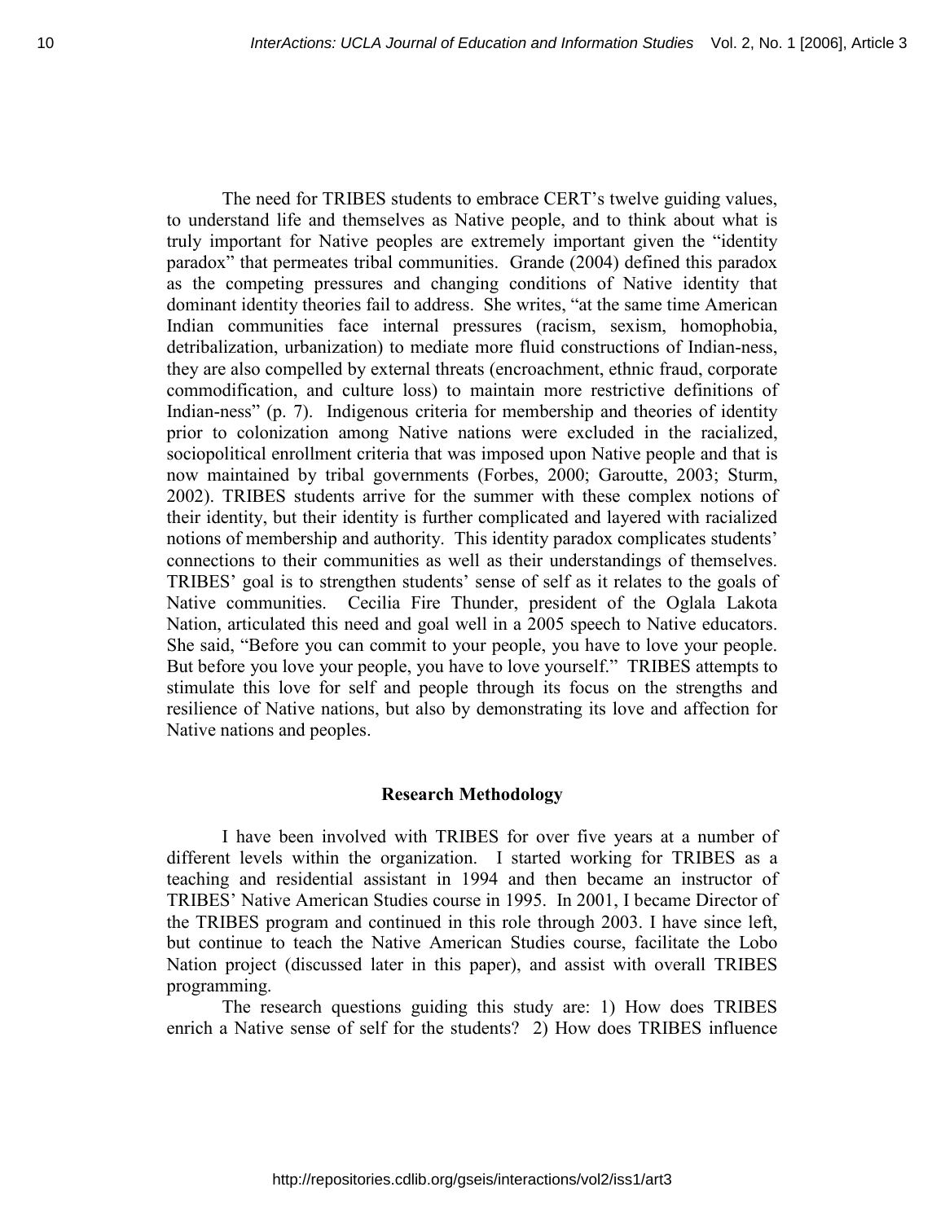The need for TRIBES students to embrace CERT's twelve guiding values, to understand life and themselves as Native people, and to think about what is truly important for Native peoples are extremely important given the "identity paradox" that permeates tribal communities. Grande (2004) defined this paradox as the competing pressures and changing conditions of Native identity that dominant identity theories fail to address. She writes, "at the same time American Indian communities face internal pressures (racism, sexism, homophobia, detribalization, urbanization) to mediate more fluid constructions of Indian-ness, they are also compelled by external threats (encroachment, ethnic fraud, corporate commodification, and culture loss) to maintain more restrictive definitions of Indian-ness" (p. 7). Indigenous criteria for membership and theories of identity prior to colonization among Native nations were excluded in the racialized, sociopolitical enrollment criteria that was imposed upon Native people and that is now maintained by tribal governments (Forbes, 2000; Garoutte, 2003; Sturm, 2002). TRIBES students arrive for the summer with these complex notions of their identity, but their identity is further complicated and layered with racialized notions of membership and authority. This identity paradox complicates students' connections to their communities as well as their understandings of themselves. TRIBES' goal is to strengthen students' sense of self as it relates to the goals of Native communities. Cecilia Fire Thunder, president of the Oglala Lakota Nation, articulated this need and goal well in a 2005 speech to Native educators. She said, "Before you can commit to your people, you have to love your people. But before you love your people, you have to love yourself." TRIBES attempts to stimulate this love for self and people through its focus on the strengths and resilience of Native nations, but also by demonstrating its love and affection for Native nations and peoples.

## Research Methodology

I have been involved with TRIBES for over five years at a number of different levels within the organization. I started working for TRIBES as a teaching and residential assistant in 1994 and then became an instructor of TRIBES' Native American Studies course in 1995. In 2001, I became Director of the TRIBES program and continued in this role through 2003. I have since left, but continue to teach the Native American Studies course, facilitate the Lobo Nation project (discussed later in this paper), and assist with overall TRIBES programming.

The research questions guiding this study are: 1) How does TRIBES enrich a Native sense of self for the students? 2) How does TRIBES influence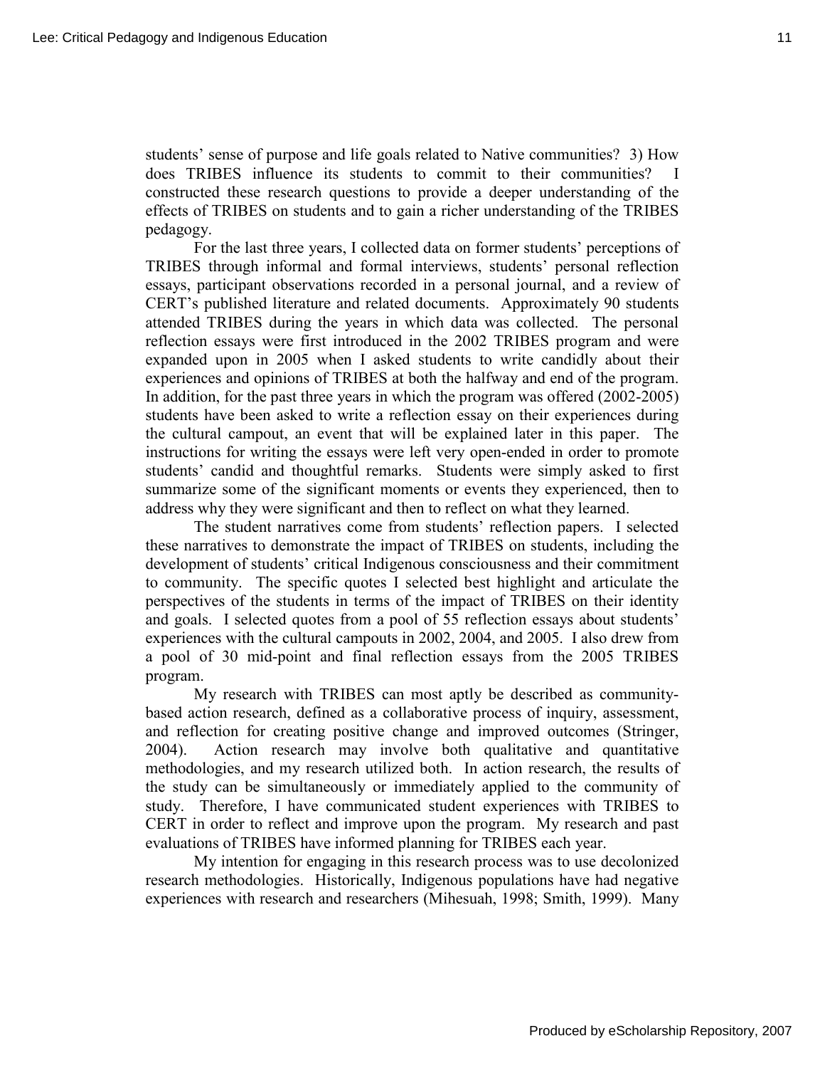students' sense of purpose and life goals related to Native communities? 3) How does TRIBES influence its students to commit to their communities? I constructed these research questions to provide a deeper understanding of the effects of TRIBES on students and to gain a richer understanding of the TRIBES pedagogy.

For the last three years, I collected data on former students' perceptions of TRIBES through informal and formal interviews, students' personal reflection essays, participant observations recorded in a personal journal, and a review of CERT's published literature and related documents. Approximately 90 students attended TRIBES during the years in which data was collected. The personal reflection essays were first introduced in the 2002 TRIBES program and were expanded upon in 2005 when I asked students to write candidly about their experiences and opinions of TRIBES at both the halfway and end of the program. In addition, for the past three years in which the program was offered (2002-2005) students have been asked to write a reflection essay on their experiences during the cultural campout, an event that will be explained later in this paper. The instructions for writing the essays were left very open-ended in order to promote students' candid and thoughtful remarks. Students were simply asked to first summarize some of the significant moments or events they experienced, then to address why they were significant and then to reflect on what they learned.

The student narratives come from students' reflection papers. I selected these narratives to demonstrate the impact of TRIBES on students, including the development of students' critical Indigenous consciousness and their commitment to community. The specific quotes I selected best highlight and articulate the perspectives of the students in terms of the impact of TRIBES on their identity and goals. I selected quotes from a pool of 55 reflection essays about students' experiences with the cultural campouts in 2002, 2004, and 2005. I also drew from a pool of 30 mid-point and final reflection essays from the 2005 TRIBES program.

My research with TRIBES can most aptly be described as community-based action research, defined as a collaborative process of inquiry, assessment, and reflection for creating positive change and improved outcomes (Stringer, 2004). Action research may involve both qualitative and quantitative methodologies, and my research utilized both. In action research, the results of the study can be simultaneously or immediately applied to the community of study. Therefore, I have communicated student experiences with TRIBES to CERT in order to reflect and improve upon the program. My research and past evaluations of TRIBES have informed planning for TRIBES each year.

My intention for engaging in this research process was to use decolonized research methodologies. Historically, Indigenous populations have had negative experiences with research and researchers (Mihesuah, 1998; Smith, 1999). Many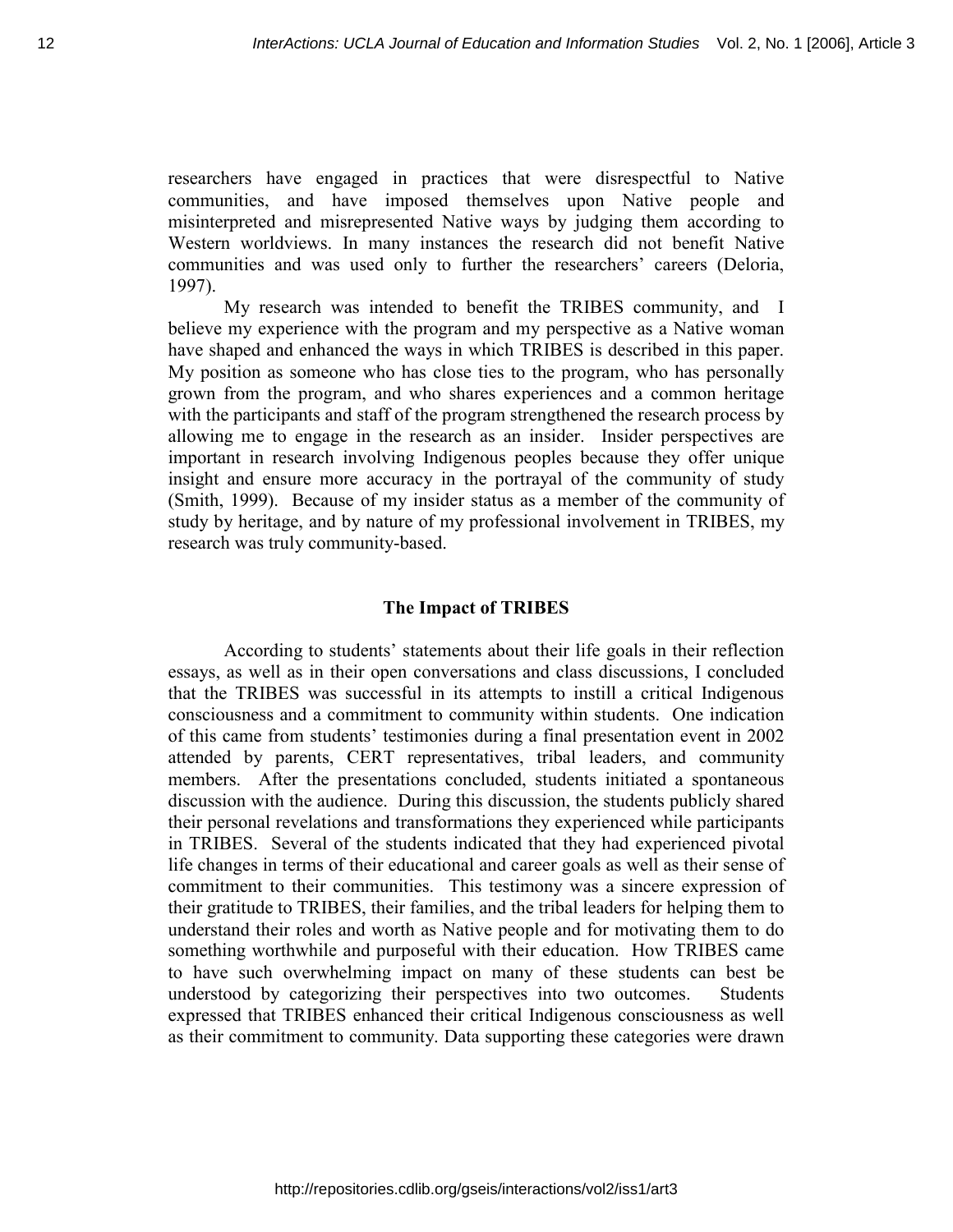researchers have engaged in practices that were disrespectful to Native communities, and have imposed themselves upon Native people and misinterpreted and misrepresented Native ways by judging them according to Western worldviews. In many instances the research did not benefit Native communities and was used only to further the researchers' careers (Deloria, 1997).

My research was intended to benefit the TRIBES community, and I believe my experience with the program and my perspective as a Native woman have shaped and enhanced the ways in which TRIBES is described in this paper. My position as someone who has close ties to the program, who has personally grown from the program, and who shares experiences and a common heritage with the participants and staff of the program strengthened the research process by allowing me to engage in the research as an insider. Insider perspectives are important in research involving Indigenous peoples because they offer unique insight and ensure more accuracy in the portrayal of the community of study (Smith, 1999). Because of my insider status as a member of the community of study by heritage, and by nature of my professional involvement in TRIBES, my research was truly community-based.

## The Impact of TRIBES

According to students' statements about their life goals in their reflection essays, as well as in their open conversations and class discussions, I concluded that the TRIBES was successful in its attempts to instill a critical Indigenous consciousness and a commitment to community within students. One indication of this came from students' testimonies during a final presentation event in 2002 attended by parents, CERT representatives, tribal leaders, and community members. After the presentations concluded, students initiated a spontaneous discussion with the audience. During this discussion, the students publicly shared their personal revelations and transformations they experienced while participants in TRIBES. Several of the students indicated that they had experienced pivotal life changes in terms of their educational and career goals as well as their sense of commitment to their communities. This testimony was a sincere expression of their gratitude to TRIBES, their families, and the tribal leaders for helping them to understand their roles and worth as Native people and for motivating them to do something worthwhile and purposeful with their education. How TRIBES came to have such overwhelming impact on many of these students can best be understood by categorizing their perspectives into two outcomes. Students expressed that TRIBES enhanced their critical Indigenous consciousness as well as their commitment to community. Data supporting these categories were drawn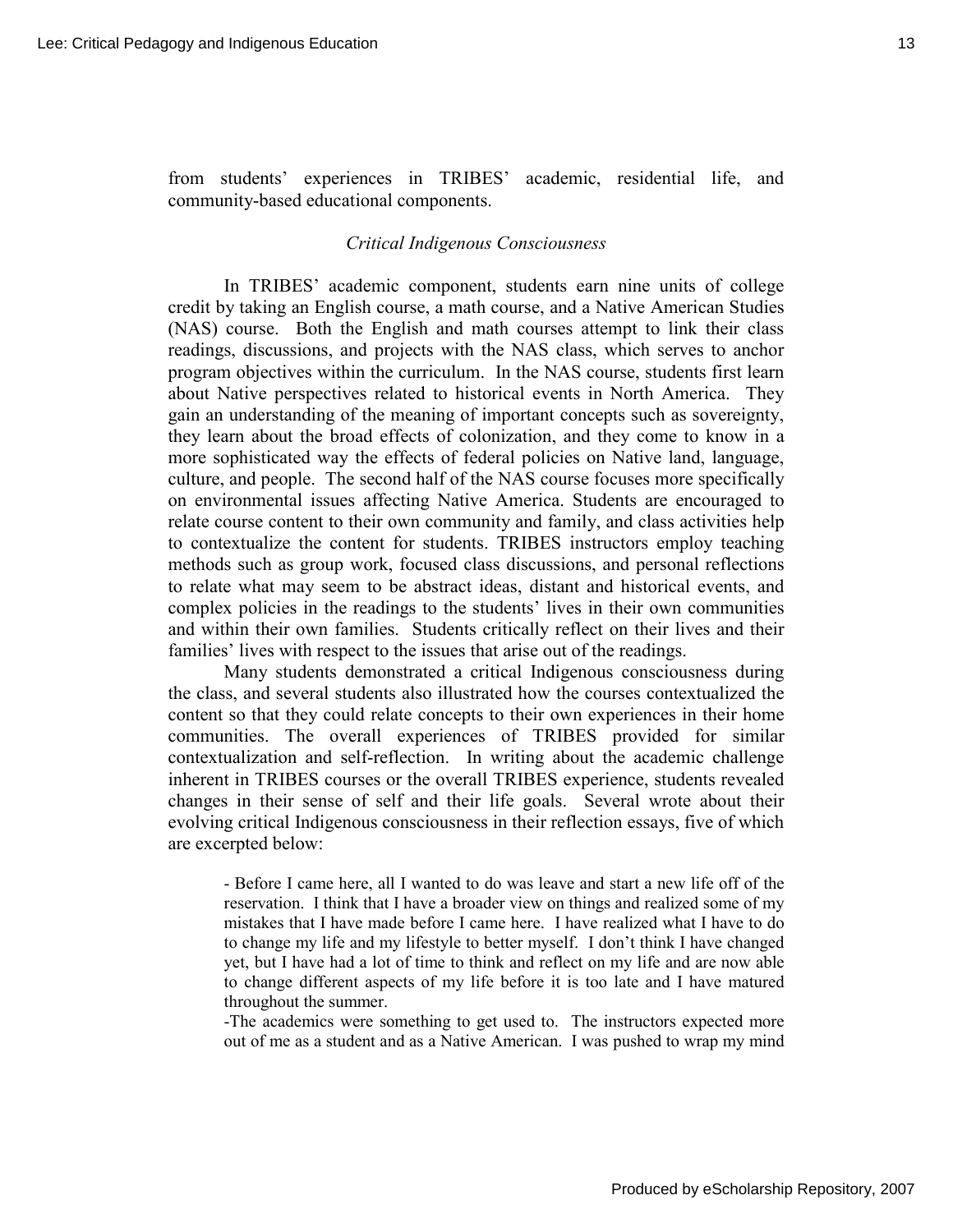from students' experiences in TRIBES' academic, residential life, and community-based educational components.

### *Critical Indigenous Consciousness*

In TRIBES' academic component, students earn nine units of college credit by taking an English course, a math course, and a Native American Studies (NAS) course. Both the English and math courses attempt to link their class readings, discussions, and projects with the NAS class, which serves to anchor program objectives within the curriculum. In the NAS course, students first learn about Native perspectives related to historical events in North America. They gain an understanding of the meaning of important concepts such as sovereignty, they learn about the broad effects of colonization, and they come to know in a more sophisticated way the effects of federal policies on Native land, language, culture, and people. The second half of the NAS course focuses more specifically on environmental issues affecting Native America. Students are encouraged to relate course content to their own community and family, and class activities help to contextualize the content for students. TRIBES instructors employ teaching methods such as group work, focused class discussions, and personal reflections to relate what may seem to be abstract ideas, distant and historical events, and complex policies in the readings to the students' lives in their own communities and within their own families. Students critically reflect on their lives and their families' lives with respect to the issues that arise out of the readings.

Many students demonstrated a critical Indigenous consciousness during the class, and several students also illustrated how the courses contextualized the content so that they could relate concepts to their own experiences in their home communities. The overall experiences of TRIBES provided for similar contextualization and self-reflection. In writing about the academic challenge inherent in TRIBES courses or the overall TRIBES experience, students revealed changes in their sense of self and their life goals. Several wrote about their evolving critical Indigenous consciousness in their reflection essays, five of which are excerpted below:

> - Before I came here, all I wanted to do was leave and start a new life off of the reservation. I think that I have a broader view on things and realized some of my mistakes that I have made before I came here. I have realized what I have to do to change my life and my lifestyle to better myself. I don't think I have changed yet, but I have had a lot of time to think and reflect on my life and are now able to change different aspects of my life before it is too late and I have matured throughout the summer.
>
> -The academics were something to get used to. The instructors expected more out of me as a student and as a Native American. I was pushed to wrap my mind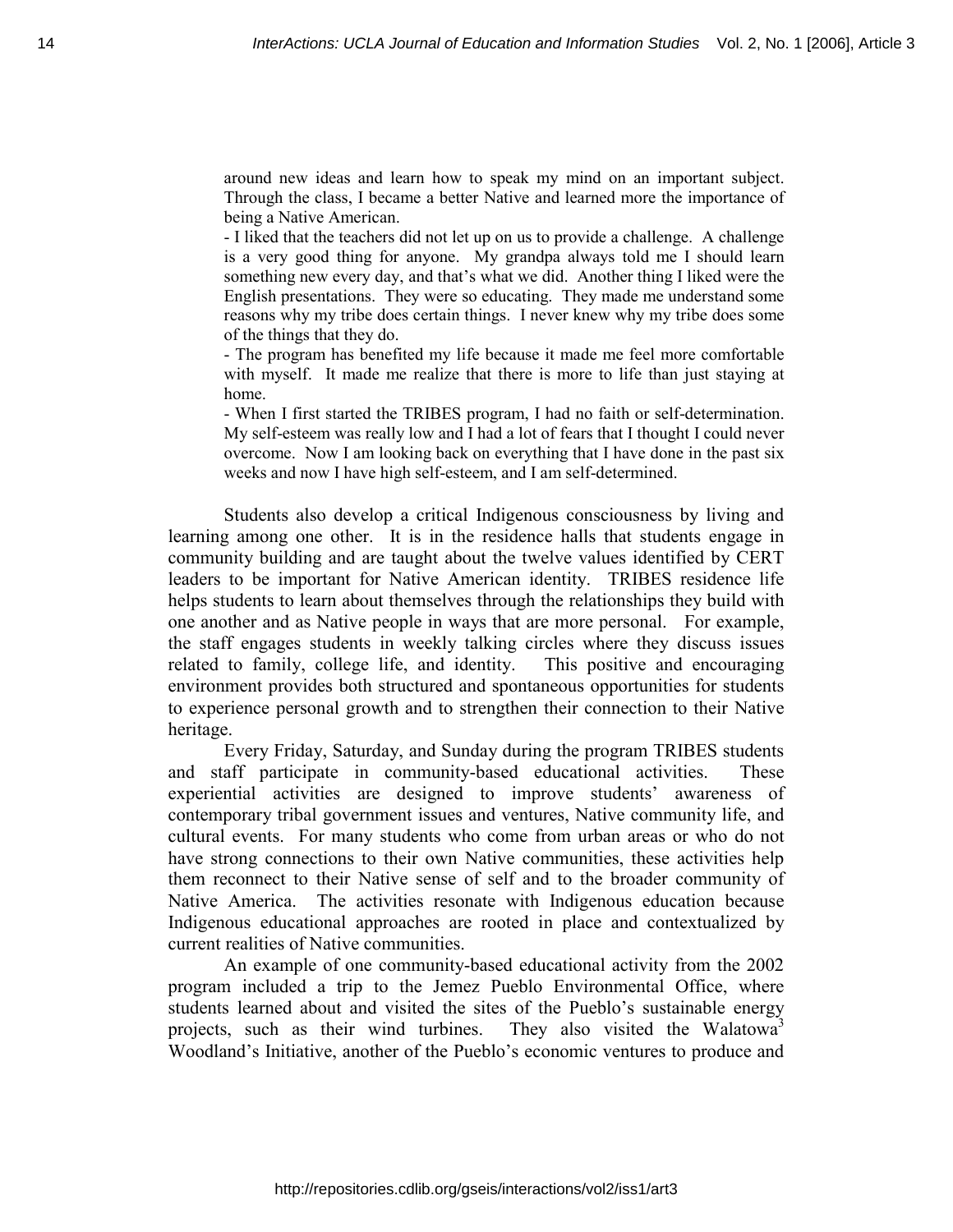around new ideas and learn how to speak my mind on an important subject. Through the class, I became a better Native and learned more the importance of being a Native American.

- I liked that the teachers did not let up on us to provide a challenge. A challenge is a very good thing for anyone. My grandpa always told me I should learn something new every day, and that's what we did. Another thing I liked were the English presentations. They were so educating. They made me understand some reasons why my tribe does certain things. I never knew why my tribe does some of the things that they do.
- The program has benefited my life because it made me feel more comfortable with myself. It made me realize that there is more to life than just staying at home.
- When I first started the TRIBES program, I had no faith or self-determination. My self-esteem was really low and I had a lot of fears that I thought I could never overcome. Now I am looking back on everything that I have done in the past six weeks and now I have high self-esteem, and I am self-determined.

Students also develop a critical Indigenous consciousness by living and learning among one other. It is in the residence halls that students engage in community building and are taught about the twelve values identified by CERT leaders to be important for Native American identity. TRIBES residence life helps students to learn about themselves through the relationships they build with one another and as Native people in ways that are more personal. For example, the staff engages students in weekly talking circles where they discuss issues related to family, college life, and identity. This positive and encouraging environment provides both structured and spontaneous opportunities for students to experience personal growth and to strengthen their connection to their Native heritage.

Every Friday, Saturday, and Sunday during the program TRIBES students and staff participate in community-based educational activities. These experiential activities are designed to improve students' awareness of contemporary tribal government issues and ventures, Native community life, and cultural events. For many students who come from urban areas or who do not have strong connections to their own Native communities, these activities help them reconnect to their Native sense of self and to the broader community of Native America. The activities resonate with Indigenous education because Indigenous educational approaches are rooted in place and contextualized by current realities of Native communities.

An example of one community-based educational activity from the 2002 program included a trip to the Jemez Pueblo Environmental Office, where students learned about and visited the sites of the Pueblo's sustainable energy projects, such as their wind turbines. They also visited the Walatowa[3] Woodland's Initiative, another of the Pueblo's economic ventures to produce and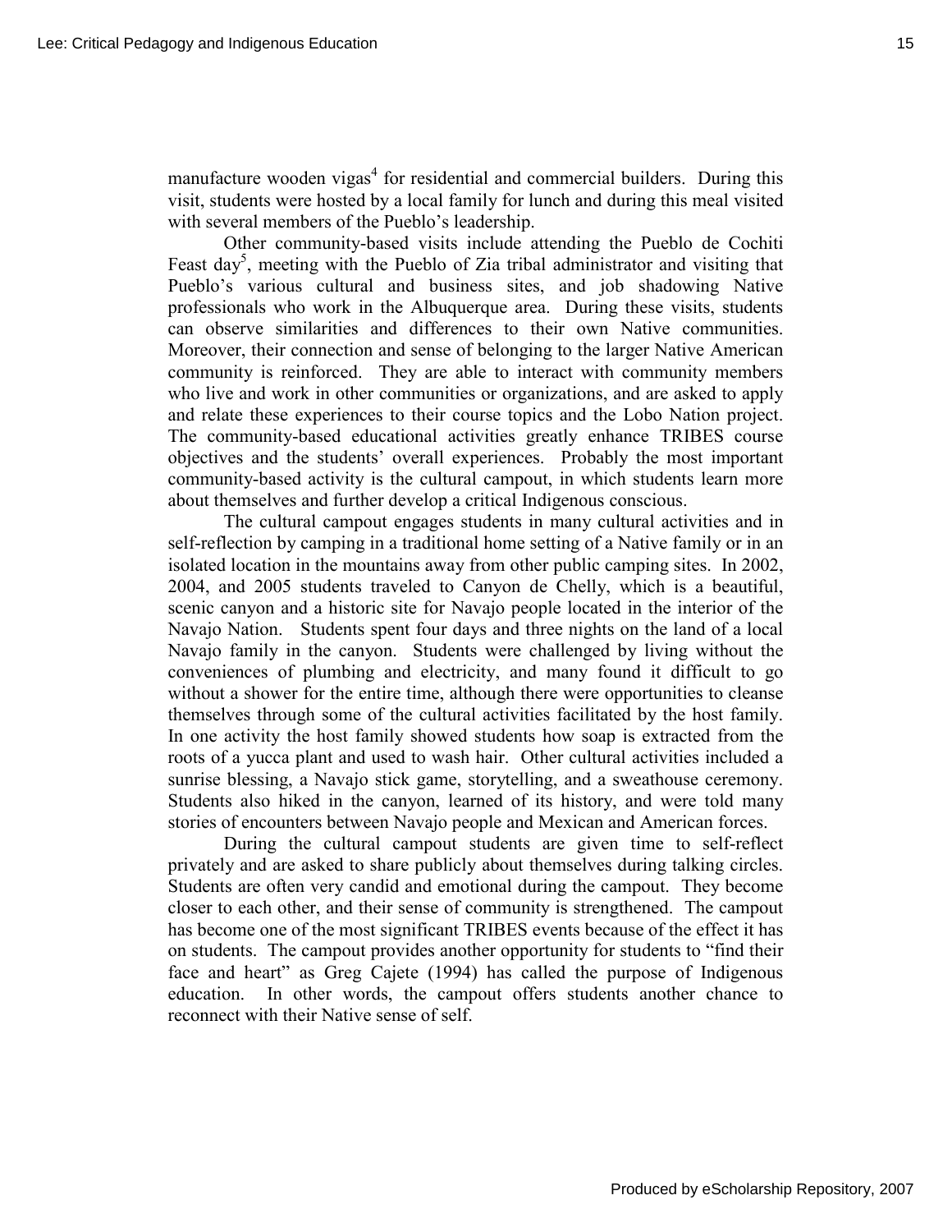manufacture wooden vigas[4] for residential and commercial builders. During this visit, students were hosted by a local family for lunch and during this meal visited with several members of the Pueblo's leadership.

Other community-based visits include attending the Pueblo de Cochiti Feast day[5], meeting with the Pueblo of Zia tribal administrator and visiting that Pueblo's various cultural and business sites, and job shadowing Native professionals who work in the Albuquerque area. During these visits, students can observe similarities and differences to their own Native communities. Moreover, their connection and sense of belonging to the larger Native American community is reinforced. They are able to interact with community members who live and work in other communities or organizations, and are asked to apply and relate these experiences to their course topics and the Lobo Nation project. The community-based educational activities greatly enhance TRIBES course objectives and the students' overall experiences. Probably the most important community-based activity is the cultural campout, in which students learn more about themselves and further develop a critical Indigenous conscious.

The cultural campout engages students in many cultural activities and in self-reflection by camping in a traditional home setting of a Native family or in an isolated location in the mountains away from other public camping sites. In 2002, 2004, and 2005 students traveled to Canyon de Chelly, which is a beautiful, scenic canyon and a historic site for Navajo people located in the interior of the Navajo Nation. Students spent four days and three nights on the land of a local Navajo family in the canyon. Students were challenged by living without the conveniences of plumbing and electricity, and many found it difficult to go without a shower for the entire time, although there were opportunities to cleanse themselves through some of the cultural activities facilitated by the host family. In one activity the host family showed students how soap is extracted from the roots of a yucca plant and used to wash hair. Other cultural activities included a sunrise blessing, a Navajo stick game, storytelling, and a sweathouse ceremony. Students also hiked in the canyon, learned of its history, and were told many stories of encounters between Navajo people and Mexican and American forces.

During the cultural campout students are given time to self-reflect privately and are asked to share publicly about themselves during talking circles. Students are often very candid and emotional during the campout. They become closer to each other, and their sense of community is strengthened. The campout has become one of the most significant TRIBES events because of the effect it has on students. The campout provides another opportunity for students to "find their face and heart" as Greg Cajete (1994) has called the purpose of Indigenous education. In other words, the campout offers students another chance to reconnect with their Native sense of self.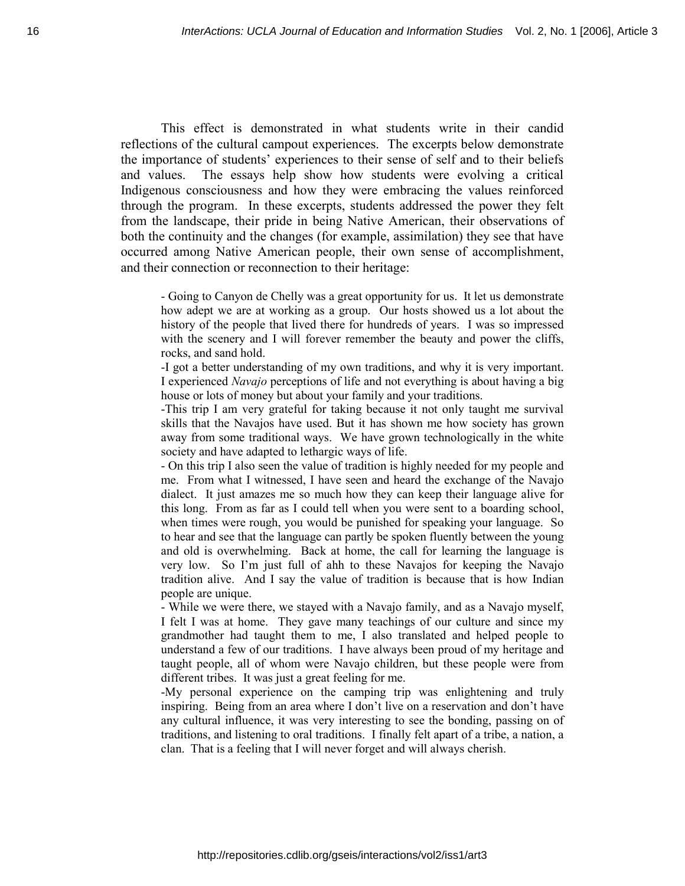This effect is demonstrated in what students write in their candid reflections of the cultural campout experiences. The excerpts below demonstrate the importance of students' experiences to their sense of self and to their beliefs and values. The essays help show how students were evolving a critical Indigenous consciousness and how they were embracing the values reinforced through the program. In these excerpts, students addressed the power they felt from the landscape, their pride in being Native American, their observations of both the continuity and the changes (for example, assimilation) they see that have occurred among Native American people, their own sense of accomplishment, and their connection or reconnection to their heritage:

> - Going to Canyon de Chelly was a great opportunity for us. It let us demonstrate how adept we are at working as a group. Our hosts showed us a lot about the history of the people that lived there for hundreds of years. I was so impressed with the scenery and I will forever remember the beauty and power the cliffs, rocks, and sand hold.
>
> -I got a better understanding of my own traditions, and why it is very important. I experienced *Navajo* perceptions of life and not everything is about having a big house or lots of money but about your family and your traditions.
>
> -This trip I am very grateful for taking because it not only taught me survival skills that the Navajos have used. But it has shown me how society has grown away from some traditional ways. We have grown technologically in the white society and have adapted to lethargic ways of life.
>
> - On this trip I also seen the value of tradition is highly needed for my people and me. From what I witnessed, I have seen and heard the exchange of the Navajo dialect. It just amazes me so much how they can keep their language alive for this long. From as far as I could tell when you were sent to a boarding school, when times were rough, you would be punished for speaking your language. So to hear and see that the language can partly be spoken fluently between the young and old is overwhelming. Back at home, the call for learning the language is very low. So I'm just full of ahh to these Navajos for keeping the Navajo tradition alive. And I say the value of tradition is because that is how Indian people are unique.
>
> - While we were there, we stayed with a Navajo family, and as a Navajo myself, I felt I was at home. They gave many teachings of our culture and since my grandmother had taught them to me, I also translated and helped people to understand a few of our traditions. I have always been proud of my heritage and taught people, all of whom were Navajo children, but these people were from different tribes. It was just a great feeling for me.
>
> -My personal experience on the camping trip was enlightening and truly inspiring. Being from an area where I don't live on a reservation and don't have any cultural influence, it was very interesting to see the bonding, passing on of traditions, and listening to oral traditions. I finally felt apart of a tribe, a nation, a clan. That is a feeling that I will never forget and will always cherish.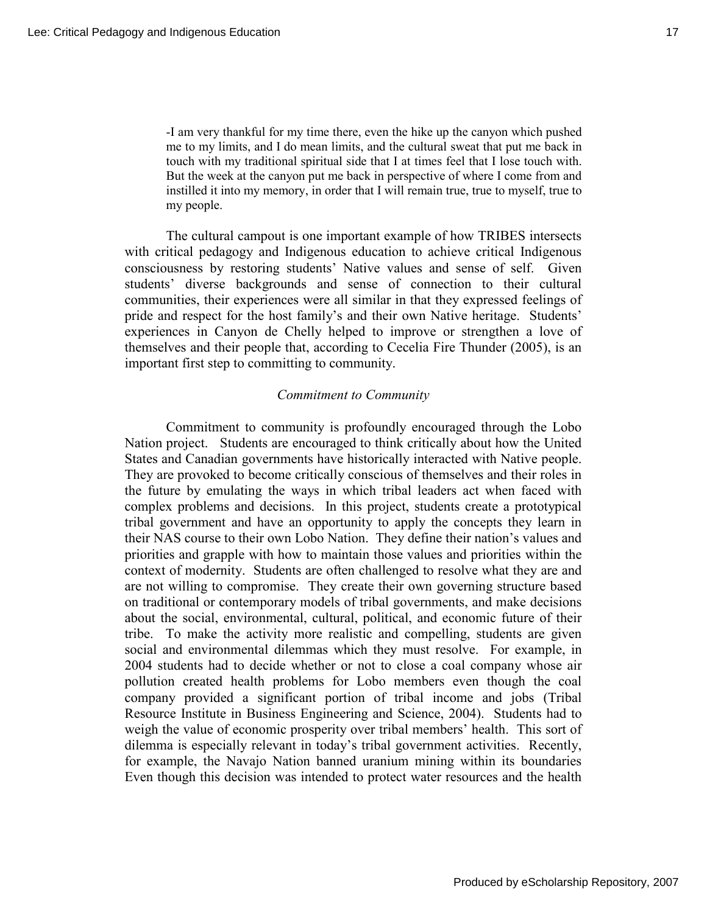> -I am very thankful for my time there, even the hike up the canyon which pushed me to my limits, and I do mean limits, and the cultural sweat that put me back in touch with my traditional spiritual side that I at times feel that I lose touch with. But the week at the canyon put me back in perspective of where I come from and instilled it into my memory, in order that I will remain true, true to myself, true to my people.

The cultural campout is one important example of how TRIBES intersects with critical pedagogy and Indigenous education to achieve critical Indigenous consciousness by restoring students' Native values and sense of self. Given students' diverse backgrounds and sense of connection to their cultural communities, their experiences were all similar in that they expressed feelings of pride and respect for the host family's and their own Native heritage. Students' experiences in Canyon de Chelly helped to improve or strengthen a love of themselves and their people that, according to Cecelia Fire Thunder (2005), is an important first step to committing to community.

*Commitment to Community*

Commitment to community is profoundly encouraged through the Lobo Nation project. Students are encouraged to think critically about how the United States and Canadian governments have historically interacted with Native people. They are provoked to become critically conscious of themselves and their roles in the future by emulating the ways in which tribal leaders act when faced with complex problems and decisions. In this project, students create a prototypical tribal government and have an opportunity to apply the concepts they learn in their NAS course to their own Lobo Nation. They define their nation's values and priorities and grapple with how to maintain those values and priorities within the context of modernity. Students are often challenged to resolve what they are and are not willing to compromise. They create their own governing structure based on traditional or contemporary models of tribal governments, and make decisions about the social, environmental, cultural, political, and economic future of their tribe. To make the activity more realistic and compelling, students are given social and environmental dilemmas which they must resolve. For example, in 2004 students had to decide whether or not to close a coal company whose air pollution created health problems for Lobo members even though the coal company provided a significant portion of tribal income and jobs (Tribal Resource Institute in Business Engineering and Science, 2004). Students had to weigh the value of economic prosperity over tribal members' health. This sort of dilemma is especially relevant in today's tribal government activities. Recently, for example, the Navajo Nation banned uranium mining within its boundaries Even though this decision was intended to protect water resources and the health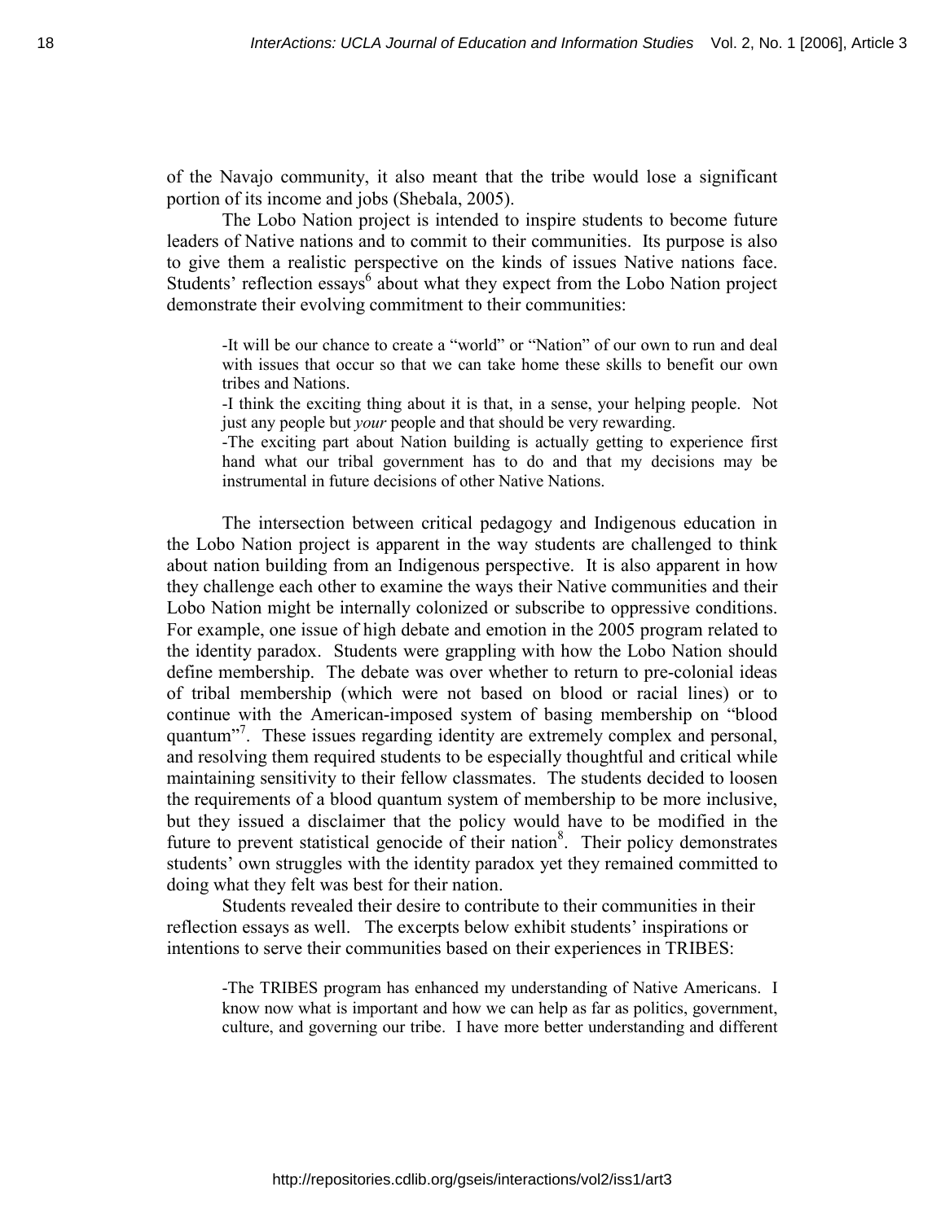of the Navajo community, it also meant that the tribe would lose a significant portion of its income and jobs (Shebala, 2005).

The Lobo Nation project is intended to inspire students to become future leaders of Native nations and to commit to their communities. Its purpose is also to give them a realistic perspective on the kinds of issues Native nations face. Students' reflection essays[6] about what they expect from the Lobo Nation project demonstrate their evolving commitment to their communities:

> -It will be our chance to create a "world" or "Nation" of our own to run and deal with issues that occur so that we can take home these skills to benefit our own tribes and Nations.
>
> -I think the exciting thing about it is that, in a sense, your helping people. Not just any people but *your* people and that should be very rewarding.
>
> -The exciting part about Nation building is actually getting to experience first hand what our tribal government has to do and that my decisions may be instrumental in future decisions of other Native Nations.

The intersection between critical pedagogy and Indigenous education in the Lobo Nation project is apparent in the way students are challenged to think about nation building from an Indigenous perspective. It is also apparent in how they challenge each other to examine the ways their Native communities and their Lobo Nation might be internally colonized or subscribe to oppressive conditions. For example, one issue of high debate and emotion in the 2005 program related to the identity paradox. Students were grappling with how the Lobo Nation should define membership. The debate was over whether to return to pre-colonial ideas of tribal membership (which were not based on blood or racial lines) or to continue with the American-imposed system of basing membership on "blood quantum"[7]. These issues regarding identity are extremely complex and personal, and resolving them required students to be especially thoughtful and critical while maintaining sensitivity to their fellow classmates. The students decided to loosen the requirements of a blood quantum system of membership to be more inclusive, but they issued a disclaimer that the policy would have to be modified in the future to prevent statistical genocide of their nation[8]. Their policy demonstrates students' own struggles with the identity paradox yet they remained committed to doing what they felt was best for their nation.

Students revealed their desire to contribute to their communities in their reflection essays as well. The excerpts below exhibit students' inspirations or intentions to serve their communities based on their experiences in TRIBES:

> -The TRIBES program has enhanced my understanding of Native Americans. I know now what is important and how we can help as far as politics, government, culture, and governing our tribe. I have more better understanding and different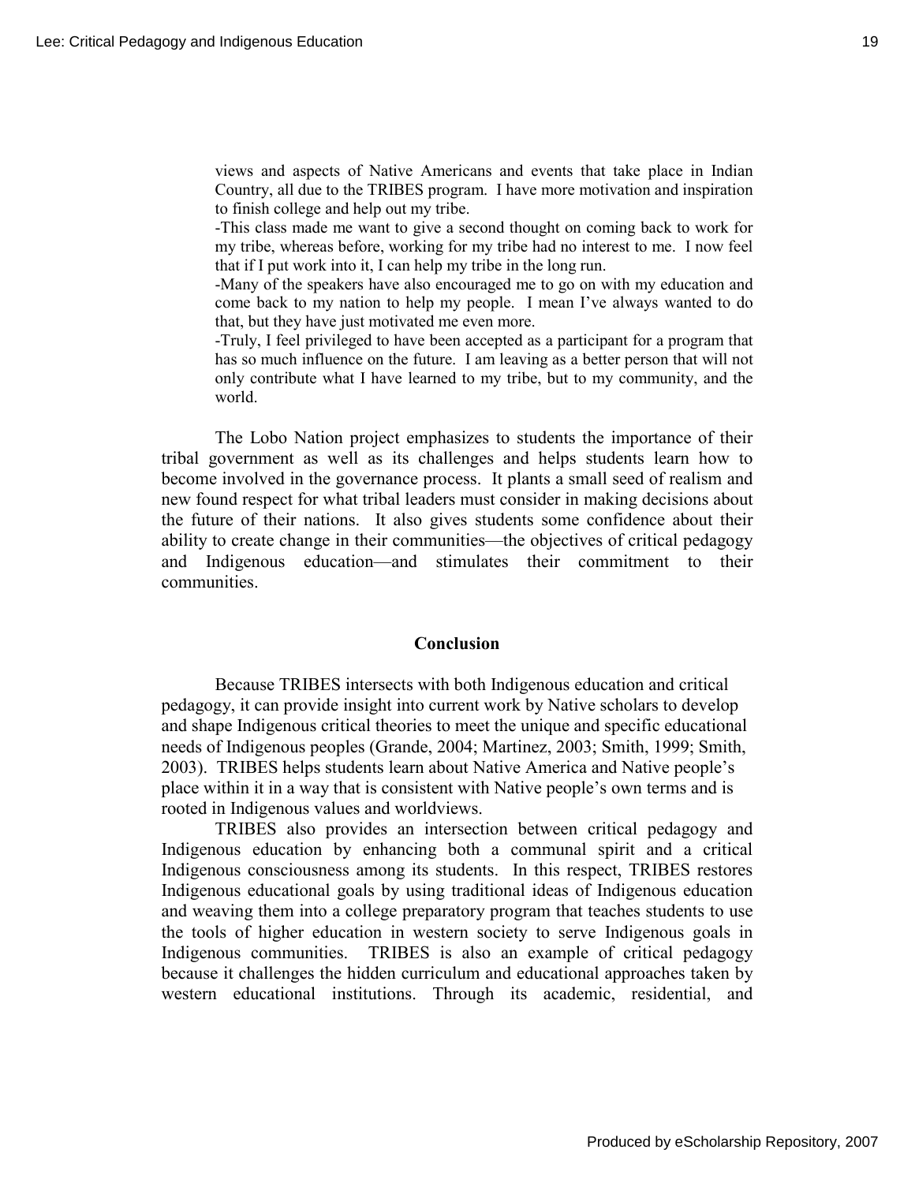views and aspects of Native Americans and events that take place in Indian Country, all due to the TRIBES program. I have more motivation and inspiration to finish college and help out my tribe.

-This class made me want to give a second thought on coming back to work for my tribe, whereas before, working for my tribe had no interest to me. I now feel that if I put work into it, I can help my tribe in the long run.

-Many of the speakers have also encouraged me to go on with my education and come back to my nation to help my people. I mean I've always wanted to do that, but they have just motivated me even more.

-Truly, I feel privileged to have been accepted as a participant for a program that has so much influence on the future. I am leaving as a better person that will not only contribute what I have learned to my tribe, but to my community, and the world.

The Lobo Nation project emphasizes to students the importance of their tribal government as well as its challenges and helps students learn how to become involved in the governance process. It plants a small seed of realism and new found respect for what tribal leaders must consider in making decisions about the future of their nations. It also gives students some confidence about their ability to create change in their communities—the objectives of critical pedagogy and Indigenous education—and stimulates their commitment to their communities.

## Conclusion

Because TRIBES intersects with both Indigenous education and critical pedagogy, it can provide insight into current work by Native scholars to develop and shape Indigenous critical theories to meet the unique and specific educational needs of Indigenous peoples (Grande, 2004; Martinez, 2003; Smith, 1999; Smith, 2003). TRIBES helps students learn about Native America and Native people's place within it in a way that is consistent with Native people's own terms and is rooted in Indigenous values and worldviews.

TRIBES also provides an intersection between critical pedagogy and Indigenous education by enhancing both a communal spirit and a critical Indigenous consciousness among its students. In this respect, TRIBES restores Indigenous educational goals by using traditional ideas of Indigenous education and weaving them into a college preparatory program that teaches students to use the tools of higher education in western society to serve Indigenous goals in Indigenous communities. TRIBES is also an example of critical pedagogy because it challenges the hidden curriculum and educational approaches taken by western educational institutions. Through its academic, residential, and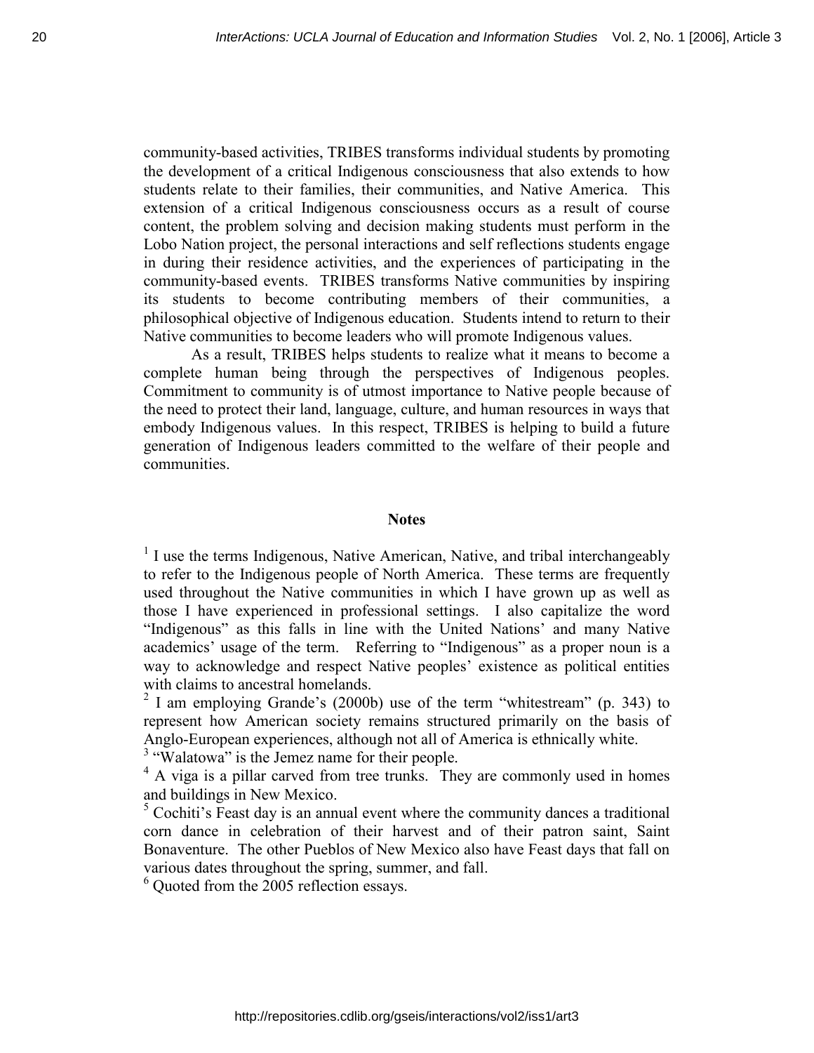community-based activities, TRIBES transforms individual students by promoting the development of a critical Indigenous consciousness that also extends to how students relate to their families, their communities, and Native America. This extension of a critical Indigenous consciousness occurs as a result of course content, the problem solving and decision making students must perform in the Lobo Nation project, the personal interactions and self reflections students engage in during their residence activities, and the experiences of participating in the community-based events. TRIBES transforms Native communities by inspiring its students to become contributing members of their communities, a philosophical objective of Indigenous education. Students intend to return to their Native communities to become leaders who will promote Indigenous values.

As a result, TRIBES helps students to realize what it means to become a complete human being through the perspectives of Indigenous peoples. Commitment to community is of utmost importance to Native people because of the need to protect their land, language, culture, and human resources in ways that embody Indigenous values. In this respect, TRIBES is helping to build a future generation of Indigenous leaders committed to the welfare of their people and communities.

## Notes

[1] I use the terms Indigenous, Native American, Native, and tribal interchangeably to refer to the Indigenous people of North America. These terms are frequently used throughout the Native communities in which I have grown up as well as those I have experienced in professional settings. I also capitalize the word "Indigenous" as this falls in line with the United Nations' and many Native academics' usage of the term. Referring to "Indigenous" as a proper noun is a way to acknowledge and respect Native peoples' existence as political entities with claims to ancestral homelands.

[2] I am employing Grande's (2000b) use of the term "whitestream" (p. 343) to represent how American society remains structured primarily on the basis of Anglo-European experiences, although not all of America is ethnically white.

[3] "Walatowa" is the Jemez name for their people.

[4] A viga is a pillar carved from tree trunks. They are commonly used in homes and buildings in New Mexico.

[5] Cochiti's Feast day is an annual event where the community dances a traditional corn dance in celebration of their harvest and of their patron saint, Saint Bonaventure. The other Pueblos of New Mexico also have Feast days that fall on various dates throughout the spring, summer, and fall.

[6] Quoted from the 2005 reflection essays.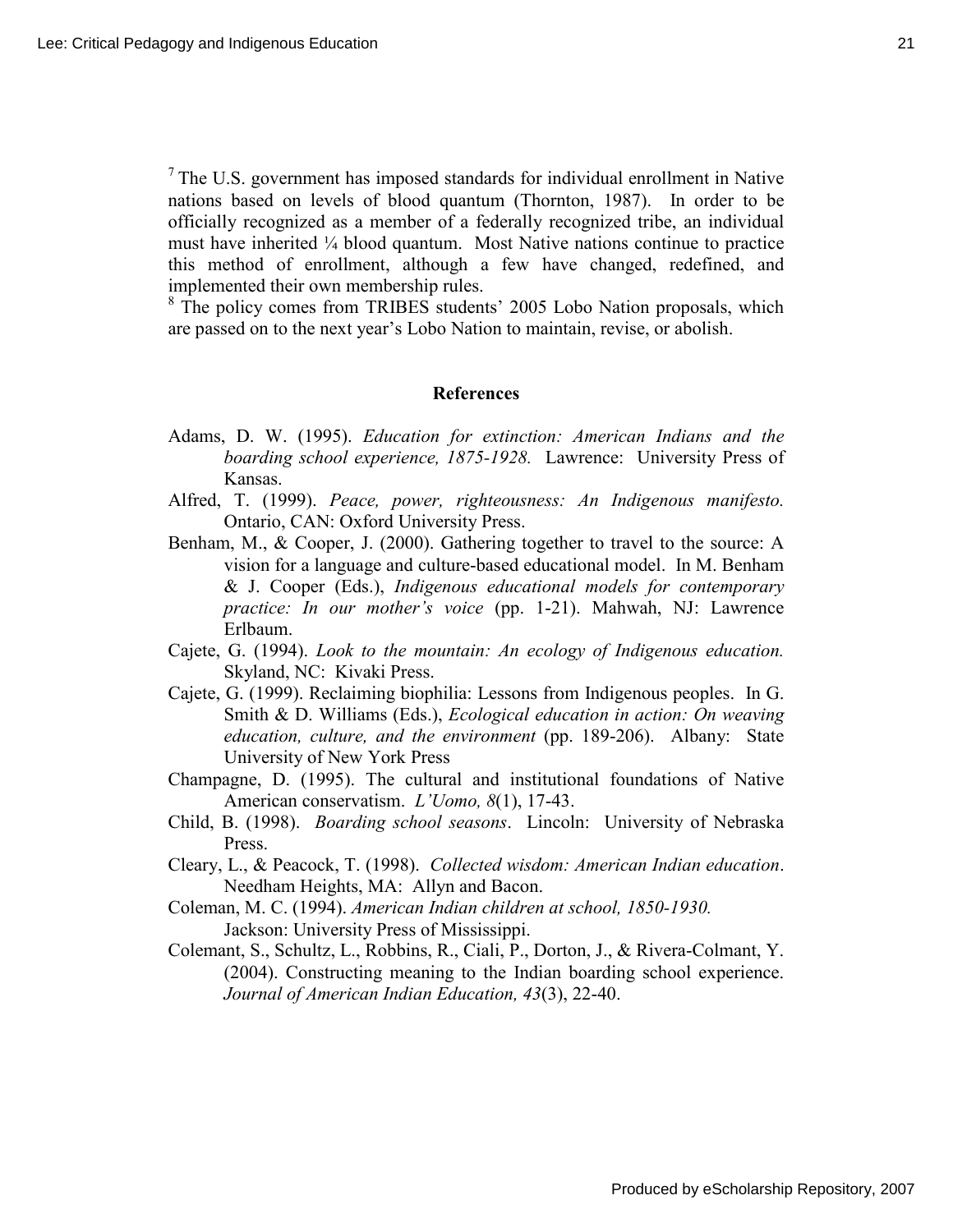[7] The U.S. government has imposed standards for individual enrollment in Native nations based on levels of blood quantum (Thornton, 1987). In order to be officially recognized as a member of a federally recognized tribe, an individual must have inherited ¼ blood quantum. Most Native nations continue to practice this method of enrollment, although a few have changed, redefined, and implemented their own membership rules.

[8] The policy comes from TRIBES students' 2005 Lobo Nation proposals, which are passed on to the next year's Lobo Nation to maintain, revise, or abolish.

## References

Adams, D. W. (1995). *Education for extinction: American Indians and the boarding school experience, 1875-1928.* Lawrence: University Press of Kansas.

Alfred, T. (1999). *Peace, power, righteousness: An Indigenous manifesto.* Ontario, CAN: Oxford University Press.

Benham, M., & Cooper, J. (2000). Gathering together to travel to the source: A vision for a language and culture-based educational model. In M. Benham & J. Cooper (Eds.), *Indigenous educational models for contemporary practice: In our mother's voice* (pp. 1-21). Mahwah, NJ: Lawrence Erlbaum.

Cajete, G. (1994). *Look to the mountain: An ecology of Indigenous education.* Skyland, NC: Kivaki Press.

Cajete, G. (1999). Reclaiming biophilia: Lessons from Indigenous peoples. In G. Smith & D. Williams (Eds.), *Ecological education in action: On weaving education, culture, and the environment* (pp. 189-206). Albany: State University of New York Press

Champagne, D. (1995). The cultural and institutional foundations of Native American conservatism. *L'Uomo, 8*(1), 17-43.

Child, B. (1998). *Boarding school seasons*. Lincoln: University of Nebraska Press.

Cleary, L., & Peacock, T. (1998). *Collected wisdom: American Indian education*. Needham Heights, MA: Allyn and Bacon.

Coleman, M. C. (1994). *American Indian children at school, 1850-1930.* Jackson: University Press of Mississippi.

Colemant, S., Schultz, L., Robbins, R., Ciali, P., Dorton, J., & Rivera-Colmant, Y. (2004). Constructing meaning to the Indian boarding school experience. *Journal of American Indian Education, 43*(3), 22-40.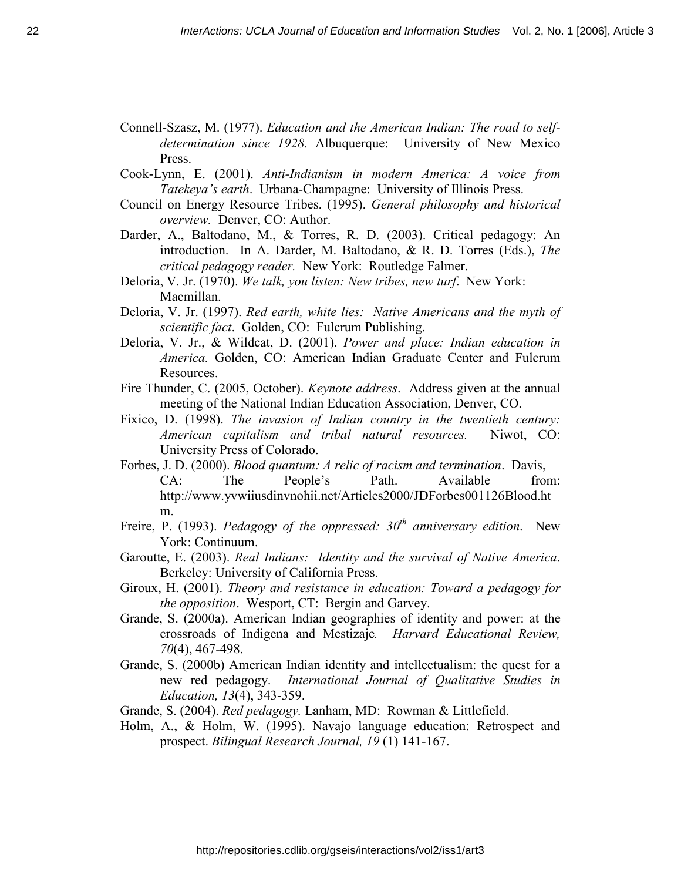Connell-Szasz, M. (1977). *Education and the American Indian: The road to self-determination since 1928.* Albuquerque: University of New Mexico Press.

Cook-Lynn, E. (2001). *Anti-Indianism in modern America: A voice from Tatekeya's earth*. Urbana-Champagne: University of Illinois Press.

Council on Energy Resource Tribes. (1995). *General philosophy and historical overview.* Denver, CO: Author.

Darder, A., Baltodano, M., & Torres, R. D. (2003). Critical pedagogy: An introduction. In A. Darder, M. Baltodano, & R. D. Torres (Eds.), *The critical pedagogy reader.* New York: Routledge Falmer.

Deloria, V. Jr. (1970). *We talk, you listen: New tribes, new turf*. New York: Macmillan.

Deloria, V. Jr. (1997). *Red earth, white lies: Native Americans and the myth of scientific fact*. Golden, CO: Fulcrum Publishing.

Deloria, V. Jr., & Wildcat, D. (2001). *Power and place: Indian education in America.* Golden, CO: American Indian Graduate Center and Fulcrum Resources.

Fire Thunder, C. (2005, October). *Keynote address*. Address given at the annual meeting of the National Indian Education Association, Denver, CO.

Fixico, D. (1998). *The invasion of Indian country in the twentieth century: American capitalism and tribal natural resources.* Niwot, CO: University Press of Colorado.

Forbes, J. D. (2000). *Blood quantum: A relic of racism and termination*. Davis, CA: The People's Path. Available from: http://www.yvwiiusdinvnohii.net/Articles2000/JDForbes001126Blood.htm.

Freire, P. (1993). *Pedagogy of the oppressed: 30th anniversary edition*. New York: Continuum.

Garoutte, E. (2003). *Real Indians: Identity and the survival of Native America*. Berkeley: University of California Press.

Giroux, H. (2001). *Theory and resistance in education: Toward a pedagogy for the opposition*. Wesport, CT: Bergin and Garvey.

Grande, S. (2000a). American Indian geographies of identity and power: at the crossroads of Indigena and Mestizaje*. Harvard Educational Review, 70*(4), 467-498.

Grande, S. (2000b) American Indian identity and intellectualism: the quest for a new red pedagogy. *International Journal of Qualitative Studies in Education, 13*(4), 343-359.

Grande, S. (2004). *Red pedagogy.* Lanham, MD: Rowman & Littlefield.

Holm, A., & Holm, W. (1995). Navajo language education: Retrospect and prospect. *Bilingual Research Journal, 19* (1) 141-167.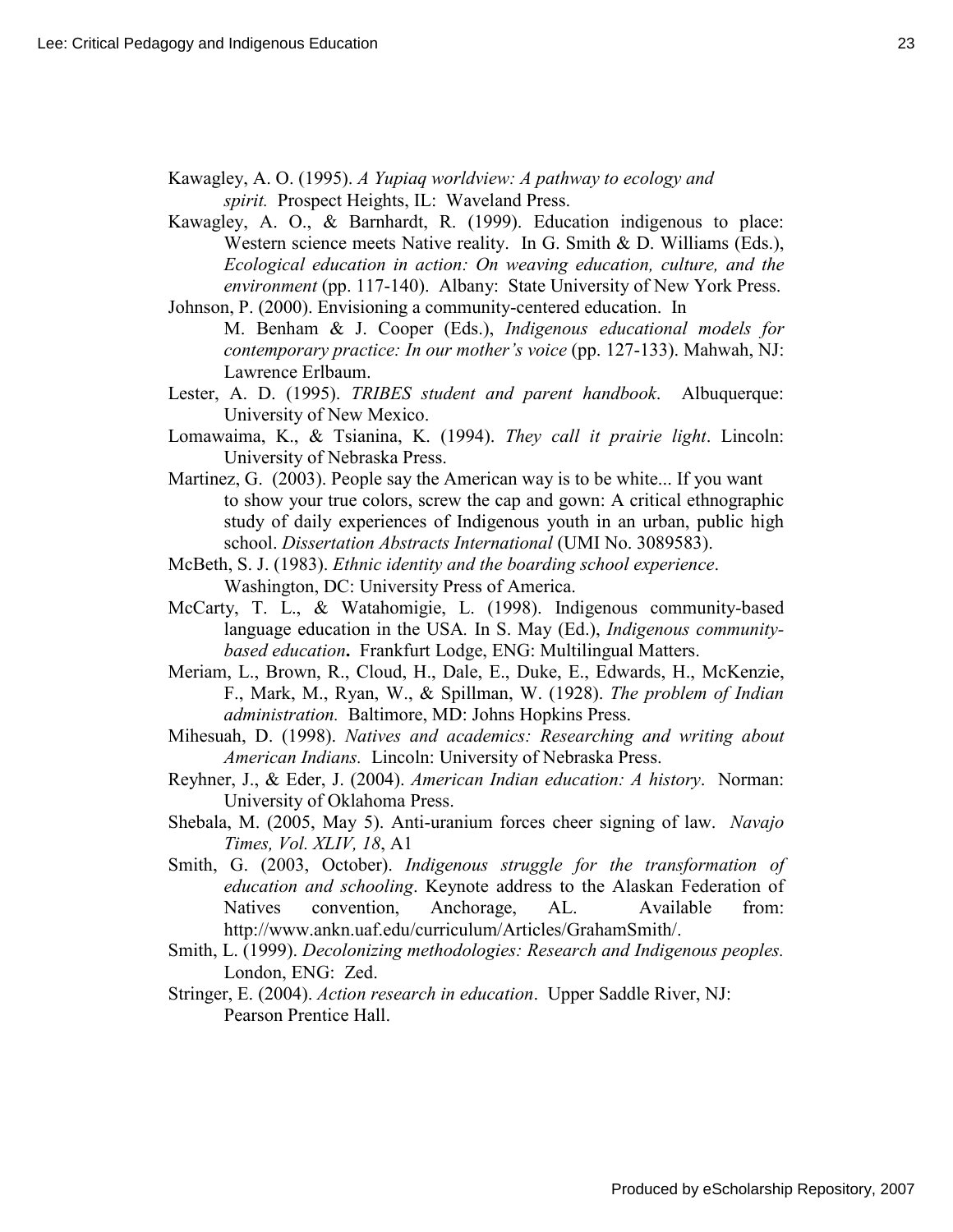Kawagley, A. O. (1995). *A Yupiaq worldview: A pathway to ecology and spirit.* Prospect Heights, IL: Waveland Press.

Kawagley, A. O., & Barnhardt, R. (1999). Education indigenous to place: Western science meets Native reality. In G. Smith & D. Williams (Eds.), *Ecological education in action: On weaving education, culture, and the environment* (pp. 117-140). Albany: State University of New York Press.

Johnson, P. (2000). Envisioning a community-centered education. In M. Benham & J. Cooper (Eds.), *Indigenous educational models for contemporary practice: In our mother's voice* (pp. 127-133). Mahwah, NJ: Lawrence Erlbaum.

Lester, A. D. (1995). *TRIBES student and parent handbook*. Albuquerque: University of New Mexico.

Lomawaima, K., & Tsianina, K. (1994). *They call it prairie light*. Lincoln: University of Nebraska Press.

Martinez, G. (2003). People say the American way is to be white... If you want to show your true colors, screw the cap and gown: A critical ethnographic study of daily experiences of Indigenous youth in an urban, public high school. *Dissertation Abstracts International* (UMI No. 3089583).

McBeth, S. J. (1983). *Ethnic identity and the boarding school experience*. Washington, DC: University Press of America.

McCarty, T. L., & Watahomigie, L. (1998). Indigenous community-based language education in the USA. In S. May (Ed.), *Indigenous community-based education*. Frankfurt Lodge, ENG: Multilingual Matters.

Meriam, L., Brown, R., Cloud, H., Dale, E., Duke, E., Edwards, H., McKenzie, F., Mark, M., Ryan, W., & Spillman, W. (1928). *The problem of Indian administration.* Baltimore, MD: Johns Hopkins Press.

Mihesuah, D. (1998). *Natives and academics: Researching and writing about American Indians.* Lincoln: University of Nebraska Press.

Reyhner, J., & Eder, J. (2004). *American Indian education: A history*. Norman: University of Oklahoma Press.

Shebala, M. (2005, May 5). Anti-uranium forces cheer signing of law. *Navajo Times, Vol. XLIV, 18*, A1

Smith, G. (2003, October). *Indigenous struggle for the transformation of education and schooling*. Keynote address to the Alaskan Federation of Natives convention, Anchorage, AL. Available from: http://www.ankn.uaf.edu/curriculum/Articles/GrahamSmith/.

Smith, L. (1999). *Decolonizing methodologies: Research and Indigenous peoples.* London, ENG: Zed.

Stringer, E. (2004). *Action research in education*. Upper Saddle River, NJ: Pearson Prentice Hall.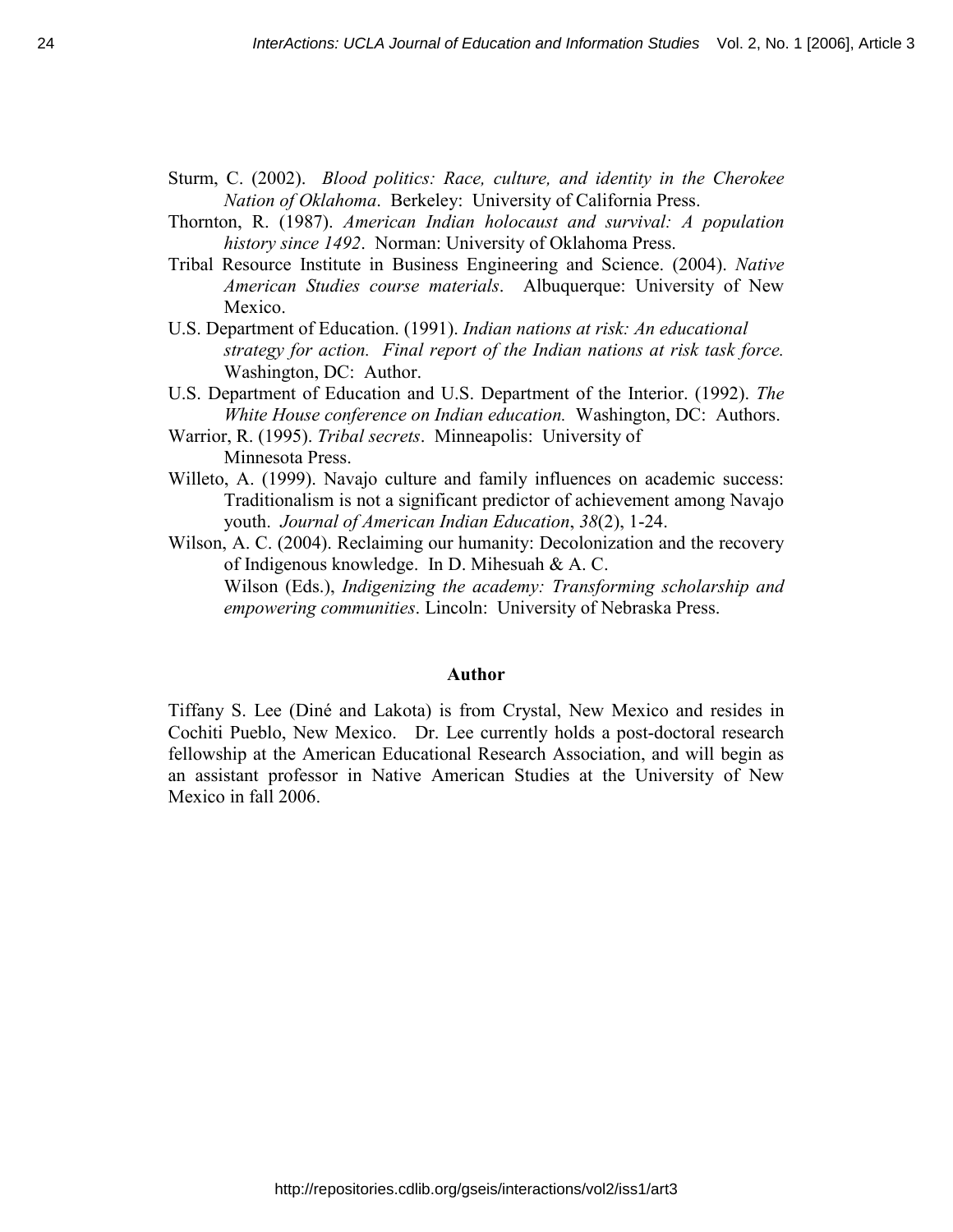Sturm, C. (2002). *Blood politics: Race, culture, and identity in the Cherokee Nation of Oklahoma*. Berkeley: University of California Press.

Thornton, R. (1987). *American Indian holocaust and survival: A population history since 1492*. Norman: University of Oklahoma Press.

Tribal Resource Institute in Business Engineering and Science. (2004). *Native American Studies course materials*. Albuquerque: University of New Mexico.

U.S. Department of Education. (1991). *Indian nations at risk: An educational strategy for action. Final report of the Indian nations at risk task force.* Washington, DC: Author.

U.S. Department of Education and U.S. Department of the Interior. (1992). *The White House conference on Indian education.* Washington, DC: Authors.

Warrior, R. (1995). *Tribal secrets*. Minneapolis: University of Minnesota Press.

Willeto, A. (1999). Navajo culture and family influences on academic success: Traditionalism is not a significant predictor of achievement among Navajo youth. *Journal of American Indian Education*, *38*(2), 1-24.

Wilson, A. C. (2004). Reclaiming our humanity: Decolonization and the recovery of Indigenous knowledge. In D. Mihesuah & A. C. Wilson (Eds.), *Indigenizing the academy: Transforming scholarship and empowering communities*. Lincoln: University of Nebraska Press.

**Author**

Tiffany S. Lee (Diné and Lakota) is from Crystal, New Mexico and resides in Cochiti Pueblo, New Mexico. Dr. Lee currently holds a post-doctoral research fellowship at the American Educational Research Association, and will begin as an assistant professor in Native American Studies at the University of New Mexico in fall 2006.